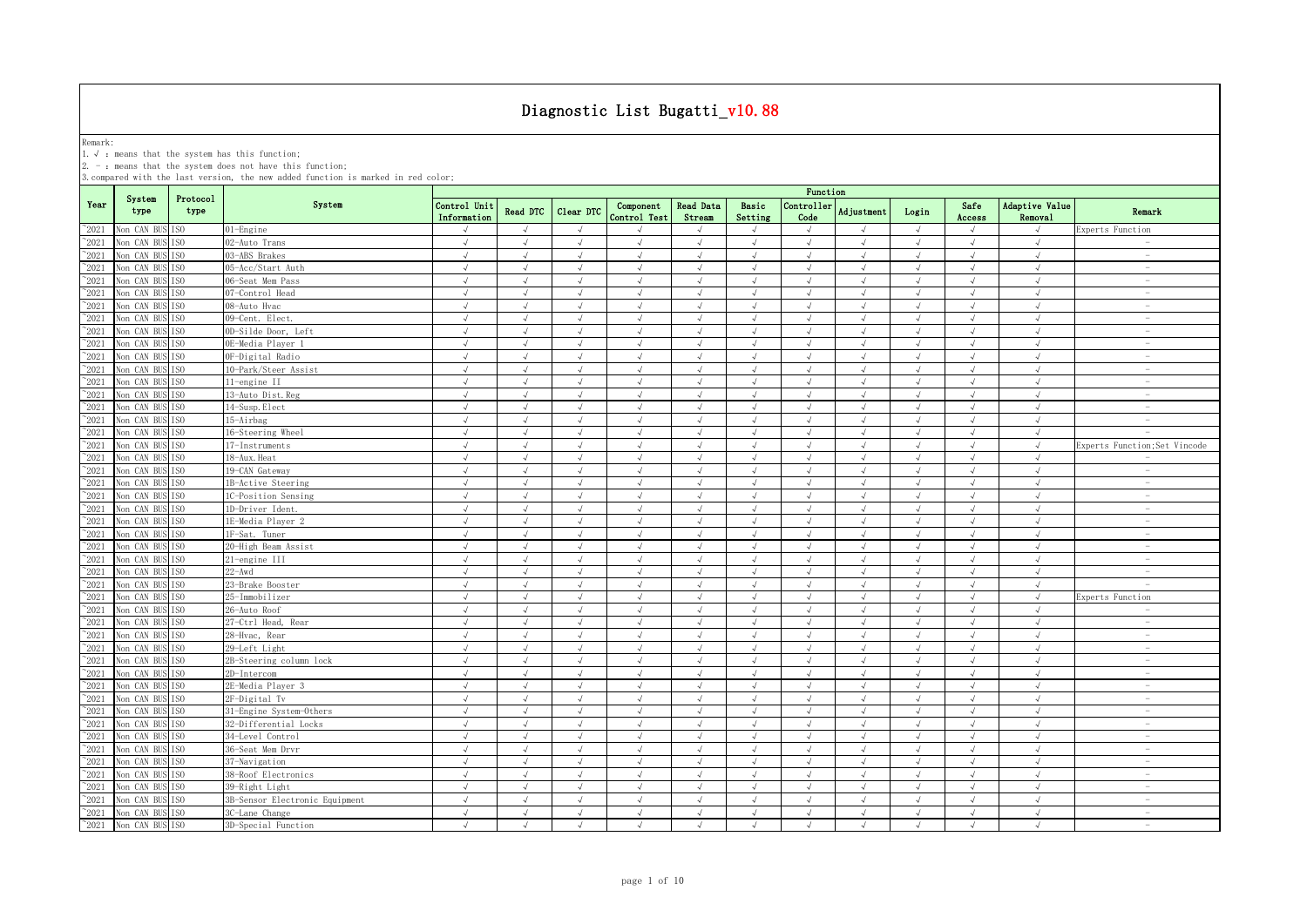# Diagnostic List Bugatti_v10.88

Remark:
1. √ : means that the system has this function;
2. - : means that the system does not have this function;
3. compared with the last version, the new added function is marked in red color;

| Year | System type | Protocol type | System | Control Unit Information | Read DTC | Clear DTC | Component Control Test | Read Data Stream | Basic Setting | Controller Code | Adjustment | Login | Safe Access | Adaptive Value Removal | Remark |
|---|---|---|---|---|---|---|---|---|---|---|---|---|---|---|---|
| ~2021 | Non CAN BUS | ISO | 01-Engine | √ | √ | √ | √ | √ | √ | √ | √ | √ | √ | √ | Experts Function |
| ~2021 | Non CAN BUS | ISO | 02-Auto Trans | √ | √ | √ | √ | √ | √ | √ | √ | √ | √ | √ | - |
| ~2021 | Non CAN BUS | ISO | 03-ABS Brakes | √ | √ | √ | √ | √ | √ | √ | √ | √ | √ | √ | - |
| ~2021 | Non CAN BUS | ISO | 05-Acc/Start Auth | √ | √ | √ | √ | √ | √ | √ | √ | √ | √ | √ | - |
| ~2021 | Non CAN BUS | ISO | 06-Seat Mem Pass | √ | √ | √ | √ | √ | √ | √ | √ | √ | √ | √ | - |
| ~2021 | Non CAN BUS | ISO | 07-Control Head | √ | √ | √ | √ | √ | √ | √ | √ | √ | √ | √ | - |
| ~2021 | Non CAN BUS | ISO | 08-Auto Hvac | √ | √ | √ | √ | √ | √ | √ | √ | √ | √ | √ | - |
| ~2021 | Non CAN BUS | ISO | 09-Cent. Elect. | √ | √ | √ | √ | √ | √ | √ | √ | √ | √ | √ | - |
| ~2021 | Non CAN BUS | ISO | 0D-Silde Door, Left | √ | √ | √ | √ | √ | √ | √ | √ | √ | √ | √ | - |
| ~2021 | Non CAN BUS | ISO | 0E-Media Player 1 | √ | √ | √ | √ | √ | √ | √ | √ | √ | √ | √ | - |
| ~2021 | Non CAN BUS | ISO | 0F-Digital Radio | √ | √ | √ | √ | √ | √ | √ | √ | √ | √ | √ | - |
| ~2021 | Non CAN BUS | ISO | 10-Park/Steer Assist | √ | √ | √ | √ | √ | √ | √ | √ | √ | √ | √ | - |
| ~2021 | Non CAN BUS | ISO | 11-engine II | √ | √ | √ | √ | √ | √ | √ | √ | √ | √ | √ | - |
| ~2021 | Non CAN BUS | ISO | 13-Auto Dist.Reg | √ | √ | √ | √ | √ | √ | √ | √ | √ | √ | √ | - |
| ~2021 | Non CAN BUS | ISO | 14-Susp.Elect | √ | √ | √ | √ | √ | √ | √ | √ | √ | √ | √ | - |
| ~2021 | Non CAN BUS | ISO | 15-Airbag | √ | √ | √ | √ | √ | √ | √ | √ | √ | √ | √ | - |
| ~2021 | Non CAN BUS | ISO | 16-Steering Wheel | √ | √ | √ | √ | √ | √ | √ | √ | √ | √ | √ | - |
| ~2021 | Non CAN BUS | ISO | 17-Instruments | √ | √ | √ | √ | √ | √ | √ | √ | √ | √ | √ | Experts Function;Set Vincode |
| ~2021 | Non CAN BUS | ISO | 18-Aux.Heat | √ | √ | √ | √ | √ | √ | √ | √ | √ | √ | √ | - |
| ~2021 | Non CAN BUS | ISO | 19-CAN Gateway | √ | √ | √ | √ | √ | √ | √ | √ | √ | √ | √ | - |
| ~2021 | Non CAN BUS | ISO | 1B-Active Steering | √ | √ | √ | √ | √ | √ | √ | √ | √ | √ | √ | - |
| ~2021 | Non CAN BUS | ISO | 1C-Position Sensing | √ | √ | √ | √ | √ | √ | √ | √ | √ | √ | √ | - |
| ~2021 | Non CAN BUS | ISO | 1D-Driver Ident. | √ | √ | √ | √ | √ | √ | √ | √ | √ | √ | √ | - |
| ~2021 | Non CAN BUS | ISO | 1E-Media Player 2 | √ | √ | √ | √ | √ | √ | √ | √ | √ | √ | √ | - |
| ~2021 | Non CAN BUS | ISO | 1F-Sat. Tuner | √ | √ | √ | √ | √ | √ | √ | √ | √ | √ | √ | - |
| ~2021 | Non CAN BUS | ISO | 20-High Beam Assist | √ | √ | √ | √ | √ | √ | √ | √ | √ | √ | √ | - |
| ~2021 | Non CAN BUS | ISO | 21-engine III | √ | √ | √ | √ | √ | √ | √ | √ | √ | √ | √ | - |
| ~2021 | Non CAN BUS | ISO | 22-Awd | √ | √ | √ | √ | √ | √ | √ | √ | √ | √ | √ | - |
| ~2021 | Non CAN BUS | ISO | 23-Brake Booster | √ | √ | √ | √ | √ | √ | √ | √ | √ | √ | √ | - |
| ~2021 | Non CAN BUS | ISO | 25-Immobilizer | √ | √ | √ | √ | √ | √ | √ | √ | √ | √ | √ | Experts Function |
| ~2021 | Non CAN BUS | ISO | 26-Auto Roof | √ | √ | √ | √ | √ | √ | √ | √ | √ | √ | √ | - |
| ~2021 | Non CAN BUS | ISO | 27-Ctrl Head, Rear | √ | √ | √ | √ | √ | √ | √ | √ | √ | √ | √ | - |
| ~2021 | Non CAN BUS | ISO | 28-Hvac, Rear | √ | √ | √ | √ | √ | √ | √ | √ | √ | √ | √ | - |
| ~2021 | Non CAN BUS | ISO | 29-Left Light | √ | √ | √ | √ | √ | √ | √ | √ | √ | √ | √ | - |
| ~2021 | Non CAN BUS | ISO | 2B-Steering column lock | √ | √ | √ | √ | √ | √ | √ | √ | √ | √ | √ | - |
| ~2021 | Non CAN BUS | ISO | 2D-Intercom | √ | √ | √ | √ | √ | √ | √ | √ | √ | √ | √ | - |
| ~2021 | Non CAN BUS | ISO | 2E-Media Player 3 | √ | √ | √ | √ | √ | √ | √ | √ | √ | √ | √ | - |
| ~2021 | Non CAN BUS | ISO | 2F-Digital Tv | √ | √ | √ | √ | √ | √ | √ | √ | √ | √ | √ | - |
| ~2021 | Non CAN BUS | ISO | 31-Engine System-Others | √ | √ | √ | √ | √ | √ | √ | √ | √ | √ | √ | - |
| ~2021 | Non CAN BUS | ISO | 32-Differential Locks | √ | √ | √ | √ | √ | √ | √ | √ | √ | √ | √ | - |
| ~2021 | Non CAN BUS | ISO | 34-Level Control | √ | √ | √ | √ | √ | √ | √ | √ | √ | √ | √ | - |
| ~2021 | Non CAN BUS | ISO | 36-Seat Mem Drvr | √ | √ | √ | √ | √ | √ | √ | √ | √ | √ | √ | - |
| ~2021 | Non CAN BUS | ISO | 37-Navigation | √ | √ | √ | √ | √ | √ | √ | √ | √ | √ | √ | - |
| ~2021 | Non CAN BUS | ISO | 38-Roof Electronics | √ | √ | √ | √ | √ | √ | √ | √ | √ | √ | √ | - |
| ~2021 | Non CAN BUS | ISO | 39-Right Light | √ | √ | √ | √ | √ | √ | √ | √ | √ | √ | √ | - |
| ~2021 | Non CAN BUS | ISO | 3B-Sensor Electronic Equipment | √ | √ | √ | √ | √ | √ | √ | √ | √ | √ | √ | - |
| ~2021 | Non CAN BUS | ISO | 3C-Lane Change | √ | √ | √ | √ | √ | √ | √ | √ | √ | √ | √ | - |
| ~2021 | Non CAN BUS | ISO | 3D-Special Function | √ | √ | √ | √ | √ | √ | √ | √ | √ | √ | √ | - |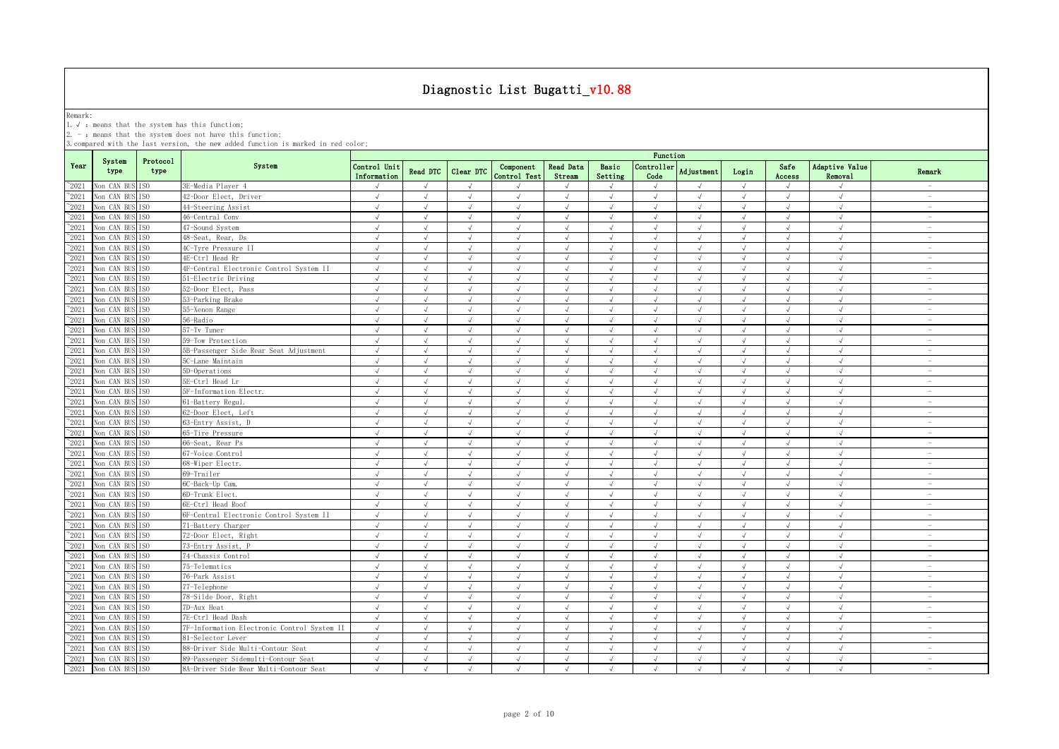# Diagnostic List Bugatti_v10.88

Remark:

1. √ : means that the system has this function;
2. - : means that the system does not have this function;
3. compared with the last version, the new added function is marked in red color;

| Year | System type | Protocol type | System | Function | | | | | | | | | | | |
|---|---|---|---|---|---|---|---|---|---|---|---|---|---|---|---|
| | | | | Control Unit Information | Read DTC | Clear DTC | Component Control Test | Read Data Stream | Basic Setting | Controller Code | Adjustment | Login | Safe Access | Adaptive Value Removal | Remark |
| ~2021 | Non CAN BUS | ISO | 3E-Media Player 4 | √ | √ | √ | √ | √ | √ | √ | √ | √ | √ | √ | - |
| ~2021 | Non CAN BUS | ISO | 42-Door Elect, Driver | √ | √ | √ | √ | √ | √ | √ | √ | √ | √ | √ | - |
| ~2021 | Non CAN BUS | ISO | 44-Steering Assist | √ | √ | √ | √ | √ | √ | √ | √ | √ | √ | √ | - |
| ~2021 | Non CAN BUS | ISO | 46-Central Conv | √ | √ | √ | √ | √ | √ | √ | √ | √ | √ | √ | - |
| ~2021 | Non CAN BUS | ISO | 47-Sound System | √ | √ | √ | √ | √ | √ | √ | √ | √ | √ | √ | - |
| ~2021 | Non CAN BUS | ISO | 48-Seat, Rear, Ds | √ | √ | √ | √ | √ | √ | √ | √ | √ | √ | √ | - |
| ~2021 | Non CAN BUS | ISO | 4C-Tyre Pressure II | √ | √ | √ | √ | √ | √ | √ | √ | √ | √ | √ | - |
| ~2021 | Non CAN BUS | ISO | 4E-Ctrl Head Rr | √ | √ | √ | √ | √ | √ | √ | √ | √ | √ | √ | - |
| ~2021 | Non CAN BUS | ISO | 4F-Central Electronic Control System II | √ | √ | √ | √ | √ | √ | √ | √ | √ | √ | √ | - |
| ~2021 | Non CAN BUS | ISO | 51-Electric Driving | √ | √ | √ | √ | √ | √ | √ | √ | √ | √ | √ | - |
| ~2021 | Non CAN BUS | ISO | 52-Door Elect, Pass | √ | √ | √ | √ | √ | √ | √ | √ | √ | √ | √ | - |
| ~2021 | Non CAN BUS | ISO | 53-Parking Brake | √ | √ | √ | √ | √ | √ | √ | √ | √ | √ | √ | - |
| ~2021 | Non CAN BUS | ISO | 55-Xenon Range | √ | √ | √ | √ | √ | √ | √ | √ | √ | √ | √ | - |
| ~2021 | Non CAN BUS | ISO | 56-Radio | √ | √ | √ | √ | √ | √ | √ | √ | √ | √ | √ | - |
| ~2021 | Non CAN BUS | ISO | 57-Tv Tuner | √ | √ | √ | √ | √ | √ | √ | √ | √ | √ | √ | - |
| ~2021 | Non CAN BUS | ISO | 59-Tow Protection | √ | √ | √ | √ | √ | √ | √ | √ | √ | √ | √ | - |
| ~2021 | Non CAN BUS | ISO | 5B-Passenger Side Rear Seat Adjustment | √ | √ | √ | √ | √ | √ | √ | √ | √ | √ | √ | - |
| ~2021 | Non CAN BUS | ISO | 5C-Lane Maintain | √ | √ | √ | √ | √ | √ | √ | √ | √ | √ | √ | - |
| ~2021 | Non CAN BUS | ISO | 5D-Operations | √ | √ | √ | √ | √ | √ | √ | √ | √ | √ | √ | - |
| ~2021 | Non CAN BUS | ISO | 5E-Ctrl Head Lr | √ | √ | √ | √ | √ | √ | √ | √ | √ | √ | √ | - |
| ~2021 | Non CAN BUS | ISO | 5F-Information Electr. | √ | √ | √ | √ | √ | √ | √ | √ | √ | √ | √ | - |
| ~2021 | Non CAN BUS | ISO | 61-Battery Regul. | √ | √ | √ | √ | √ | √ | √ | √ | √ | √ | √ | - |
| ~2021 | Non CAN BUS | ISO | 62-Door Elect, Left | √ | √ | √ | √ | √ | √ | √ | √ | √ | √ | √ | - |
| ~2021 | Non CAN BUS | ISO | 63-Entry Assist, D | √ | √ | √ | √ | √ | √ | √ | √ | √ | √ | √ | - |
| ~2021 | Non CAN BUS | ISO | 65-Tire Pressure | √ | √ | √ | √ | √ | √ | √ | √ | √ | √ | √ | - |
| ~2021 | Non CAN BUS | ISO | 66-Seat, Rear Ps | √ | √ | √ | √ | √ | √ | √ | √ | √ | √ | √ | - |
| ~2021 | Non CAN BUS | ISO | 67-Voice Control | √ | √ | √ | √ | √ | √ | √ | √ | √ | √ | √ | - |
| ~2021 | Non CAN BUS | ISO | 68-Wiper Electr. | √ | √ | √ | √ | √ | √ | √ | √ | √ | √ | √ | - |
| ~2021 | Non CAN BUS | ISO | 69-Trailer | √ | √ | √ | √ | √ | √ | √ | √ | √ | √ | √ | - |
| ~2021 | Non CAN BUS | ISO | 6C-Back-Up Cam. | √ | √ | √ | √ | √ | √ | √ | √ | √ | √ | √ | - |
| ~2021 | Non CAN BUS | ISO | 6D-Trunk Elect. | √ | √ | √ | √ | √ | √ | √ | √ | √ | √ | √ | - |
| ~2021 | Non CAN BUS | ISO | 6E-Ctrl Head Roof | √ | √ | √ | √ | √ | √ | √ | √ | √ | √ | √ | - |
| ~2021 | Non CAN BUS | ISO | 6F-Central Electronic Control System II | √ | √ | √ | √ | √ | √ | √ | √ | √ | √ | √ | - |
| ~2021 | Non CAN BUS | ISO | 71-Battery Charger | √ | √ | √ | √ | √ | √ | √ | √ | √ | √ | √ | - |
| ~2021 | Non CAN BUS | ISO | 72-Door Elect, Right | √ | √ | √ | √ | √ | √ | √ | √ | √ | √ | √ | - |
| ~2021 | Non CAN BUS | ISO | 73-Entry Assist, P | √ | √ | √ | √ | √ | √ | √ | √ | √ | √ | √ | - |
| ~2021 | Non CAN BUS | ISO | 74-Chassis Control | √ | √ | √ | √ | √ | √ | √ | √ | √ | √ | √ | - |
| ~2021 | Non CAN BUS | ISO | 75-Telematics | √ | √ | √ | √ | √ | √ | √ | √ | √ | √ | √ | - |
| ~2021 | Non CAN BUS | ISO | 76-Park Assist | √ | √ | √ | √ | √ | √ | √ | √ | √ | √ | √ | - |
| ~2021 | Non CAN BUS | ISO | 77-Telephone | √ | √ | √ | √ | √ | √ | √ | √ | √ | √ | √ | - |
| ~2021 | Non CAN BUS | ISO | 78-Silde Door, Right | √ | √ | √ | √ | √ | √ | √ | √ | √ | √ | √ | - |
| ~2021 | Non CAN BUS | ISO | 7D-Aux Heat | √ | √ | √ | √ | √ | √ | √ | √ | √ | √ | √ | - |
| ~2021 | Non CAN BUS | ISO | 7E-Ctrl Head Dash | √ | √ | √ | √ | √ | √ | √ | √ | √ | √ | √ | - |
| ~2021 | Non CAN BUS | ISO | 7F-Information Electronic Control System II | √ | √ | √ | √ | √ | √ | √ | √ | √ | √ | √ | - |
| ~2021 | Non CAN BUS | ISO | 81-Selector Lever | √ | √ | √ | √ | √ | √ | √ | √ | √ | √ | √ | - |
| ~2021 | Non CAN BUS | ISO | 88-Driver Side Multi-Contour Seat | √ | √ | √ | √ | √ | √ | √ | √ | √ | √ | √ | - |
| ~2021 | Non CAN BUS | ISO | 89-Passenger Sidemulti-Contour Seat | √ | √ | √ | √ | √ | √ | √ | √ | √ | √ | √ | - |
| ~2021 | Non CAN BUS | ISO | 8A-Driver Side Rear Multi-Contour Seat | √ | √ | √ | √ | √ | √ | √ | √ | √ | √ | √ | - |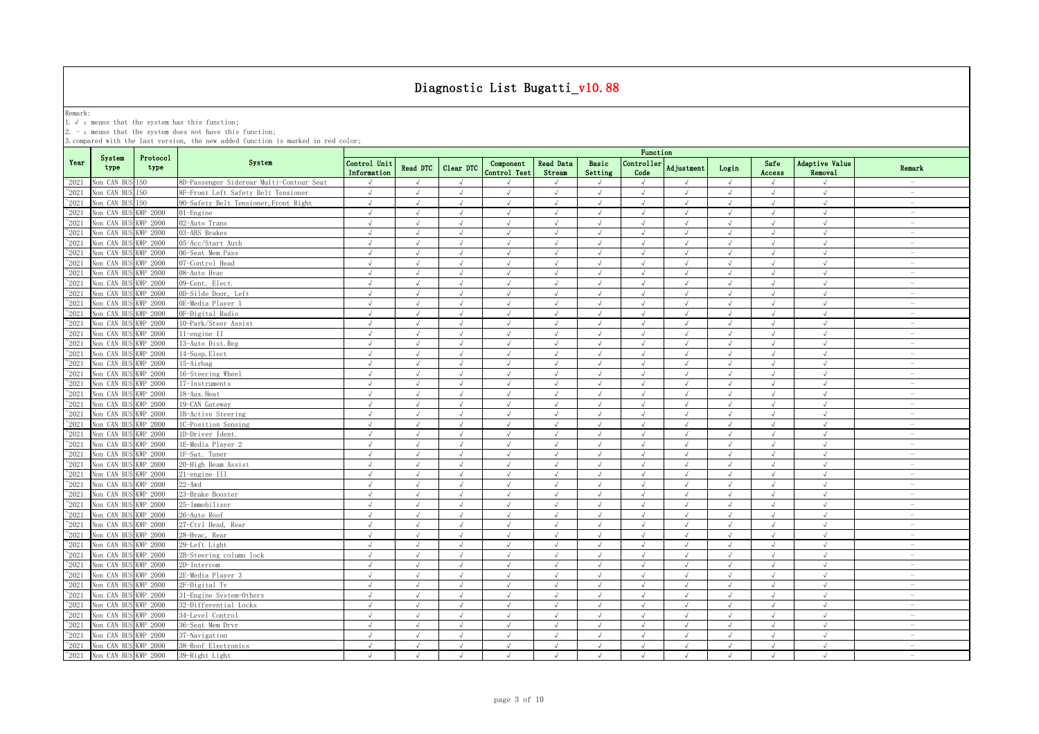# Diagnostic List Bugatti_v10.88

Remark:
1. √ : means that the system has this function;
2. - : means that the system does not have this function;
3. compared with the last version, the new added function is marked in red color;

| Year | System type | Protocol type | System | Function | | | | | | | | | | | |
|---|---|---|---|---|---|---|---|---|---|---|---|---|---|---|---|
| | | | | Control Unit Information | Read DTC | Clear DTC | Component Control Test | Read Data Stream | Basic Setting | Controller Code | Adjustment | Login | Safe Access | Adaptive Value Removal | Remark |
| ~2021 | Non CAN BUS | ISO | 8D-Passenger Siderear Multi-Contour Seat | √ | √ | √ | √ | √ | √ | √ | √ | √ | √ | √ | - |
| ~2021 | Non CAN BUS | ISO | 8F-Front Left Safety Belt Tensioner | √ | √ | √ | √ | √ | √ | √ | √ | √ | √ | √ | - |
| ~2021 | Non CAN BUS | ISO | 90-Safety Belt Tensioner,Front Right | √ | √ | √ | √ | √ | √ | √ | √ | √ | √ | √ | - |
| ~2021 | Non CAN BUS | KWP 2000 | 01-Engine | √ | √ | √ | √ | √ | √ | √ | √ | √ | √ | √ | - |
| ~2021 | Non CAN BUS | KWP 2000 | 02-Auto Trans | √ | √ | √ | √ | √ | √ | √ | √ | √ | √ | √ | - |
| ~2021 | Non CAN BUS | KWP 2000 | 03-ABS Brakes | √ | √ | √ | √ | √ | √ | √ | √ | √ | √ | √ | - |
| ~2021 | Non CAN BUS | KWP 2000 | 05-Acc/Start Auth | √ | √ | √ | √ | √ | √ | √ | √ | √ | √ | √ | - |
| ~2021 | Non CAN BUS | KWP 2000 | 06-Seat Mem Pass | √ | √ | √ | √ | √ | √ | √ | √ | √ | √ | √ | - |
| ~2021 | Non CAN BUS | KWP 2000 | 07-Control Head | √ | √ | √ | √ | √ | √ | √ | √ | √ | √ | √ | - |
| ~2021 | Non CAN BUS | KWP 2000 | 08-Auto Hvac | √ | √ | √ | √ | √ | √ | √ | √ | √ | √ | √ | - |
| ~2021 | Non CAN BUS | KWP 2000 | 09-Cent. Elect. | √ | √ | √ | √ | √ | √ | √ | √ | √ | √ | √ | - |
| ~2021 | Non CAN BUS | KWP 2000 | 0D-Silde Door, Left | √ | √ | √ | √ | √ | √ | √ | √ | √ | √ | √ | - |
| ~2021 | Non CAN BUS | KWP 2000 | 0E-Media Player 1 | √ | √ | √ | √ | √ | √ | √ | √ | √ | √ | √ | - |
| ~2021 | Non CAN BUS | KWP 2000 | 0F-Digital Radio | √ | √ | √ | √ | √ | √ | √ | √ | √ | √ | √ | - |
| ~2021 | Non CAN BUS | KWP 2000 | 10-Park/Steer Assist | √ | √ | √ | √ | √ | √ | √ | √ | √ | √ | √ | - |
| ~2021 | Non CAN BUS | KWP 2000 | 11-engine II | √ | √ | √ | √ | √ | √ | √ | √ | √ | √ | √ | - |
| ~2021 | Non CAN BUS | KWP 2000 | 13-Auto Dist.Reg | √ | √ | √ | √ | √ | √ | √ | √ | √ | √ | √ | - |
| ~2021 | Non CAN BUS | KWP 2000 | 14-Susp.Elect | √ | √ | √ | √ | √ | √ | √ | √ | √ | √ | √ | - |
| ~2021 | Non CAN BUS | KWP 2000 | 15-Airbag | √ | √ | √ | √ | √ | √ | √ | √ | √ | √ | √ | - |
| ~2021 | Non CAN BUS | KWP 2000 | 16-Steering Wheel | √ | √ | √ | √ | √ | √ | √ | √ | √ | √ | √ | - |
| ~2021 | Non CAN BUS | KWP 2000 | 17-Instruments | √ | √ | √ | √ | √ | √ | √ | √ | √ | √ | √ | - |
| ~2021 | Non CAN BUS | KWP 2000 | 18-Aux.Heat | √ | √ | √ | √ | √ | √ | √ | √ | √ | √ | √ | - |
| ~2021 | Non CAN BUS | KWP 2000 | 19-CAN Gateway | √ | √ | √ | √ | √ | √ | √ | √ | √ | √ | √ | - |
| ~2021 | Non CAN BUS | KWP 2000 | 1B-Active Steering | √ | √ | √ | √ | √ | √ | √ | √ | √ | √ | √ | - |
| ~2021 | Non CAN BUS | KWP 2000 | 1C-Position Sensing | √ | √ | √ | √ | √ | √ | √ | √ | √ | √ | √ | - |
| ~2021 | Non CAN BUS | KWP 2000 | 1D-Driver Ident. | √ | √ | √ | √ | √ | √ | √ | √ | √ | √ | √ | - |
| ~2021 | Non CAN BUS | KWP 2000 | 1E-Media Player 2 | √ | √ | √ | √ | √ | √ | √ | √ | √ | √ | √ | - |
| ~2021 | Non CAN BUS | KWP 2000 | 1F-Sat. Tuner | √ | √ | √ | √ | √ | √ | √ | √ | √ | √ | √ | - |
| ~2021 | Non CAN BUS | KWP 2000 | 20-High Beam Assist | √ | √ | √ | √ | √ | √ | √ | √ | √ | √ | √ | - |
| ~2021 | Non CAN BUS | KWP 2000 | 21-engine III | √ | √ | √ | √ | √ | √ | √ | √ | √ | √ | √ | - |
| ~2021 | Non CAN BUS | KWP 2000 | 22-Awd | √ | √ | √ | √ | √ | √ | √ | √ | √ | √ | √ | - |
| ~2021 | Non CAN BUS | KWP 2000 | 23-Brake Booster | √ | √ | √ | √ | √ | √ | √ | √ | √ | √ | √ | - |
| ~2021 | Non CAN BUS | KWP 2000 | 25-Immobilizer | √ | √ | √ | √ | √ | √ | √ | √ | √ | √ | √ | - |
| ~2021 | Non CAN BUS | KWP 2000 | 26-Auto Roof | √ | √ | √ | √ | √ | √ | √ | √ | √ | √ | √ | - |
| ~2021 | Non CAN BUS | KWP 2000 | 27-Ctrl Head, Rear | √ | √ | √ | √ | √ | √ | √ | √ | √ | √ | √ | - |
| ~2021 | Non CAN BUS | KWP 2000 | 28-Hvac, Rear | √ | √ | √ | √ | √ | √ | √ | √ | √ | √ | √ | - |
| ~2021 | Non CAN BUS | KWP 2000 | 29-Left Light | √ | √ | √ | √ | √ | √ | √ | √ | √ | √ | √ | - |
| ~2021 | Non CAN BUS | KWP 2000 | 2B-Steering column lock | √ | √ | √ | √ | √ | √ | √ | √ | √ | √ | √ | - |
| ~2021 | Non CAN BUS | KWP 2000 | 2D-Intercom | √ | √ | √ | √ | √ | √ | √ | √ | √ | √ | √ | - |
| ~2021 | Non CAN BUS | KWP 2000 | 2E-Media Player 3 | √ | √ | √ | √ | √ | √ | √ | √ | √ | √ | √ | - |
| ~2021 | Non CAN BUS | KWP 2000 | 2F-Digital Tv | √ | √ | √ | √ | √ | √ | √ | √ | √ | √ | √ | - |
| ~2021 | Non CAN BUS | KWP 2000 | 31-Engine System-Others | √ | √ | √ | √ | √ | √ | √ | √ | √ | √ | √ | - |
| ~2021 | Non CAN BUS | KWP 2000 | 32-Differential Locks | √ | √ | √ | √ | √ | √ | √ | √ | √ | √ | √ | - |
| ~2021 | Non CAN BUS | KWP 2000 | 34-Level Control | √ | √ | √ | √ | √ | √ | √ | √ | √ | √ | √ | - |
| ~2021 | Non CAN BUS | KWP 2000 | 36-Seat Mem Drvr | √ | √ | √ | √ | √ | √ | √ | √ | √ | √ | √ | - |
| ~2021 | Non CAN BUS | KWP 2000 | 37-Navigation | √ | √ | √ | √ | √ | √ | √ | √ | √ | √ | √ | - |
| ~2021 | Non CAN BUS | KWP 2000 | 38-Roof Electronics | √ | √ | √ | √ | √ | √ | √ | √ | √ | √ | √ | - |
| ~2021 | Non CAN BUS | KWP 2000 | 39-Right Light | √ | √ | √ | √ | √ | √ | √ | √ | √ | √ | √ | - |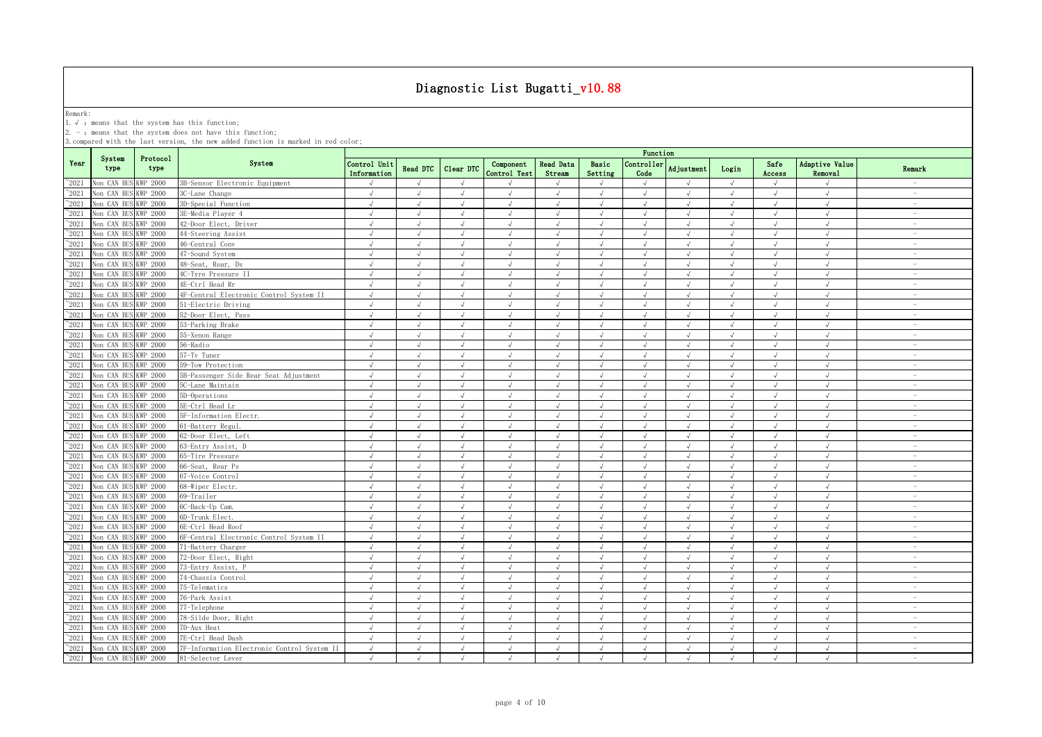# Diagnostic List Bugatti_v10.88

Remark:
1. √ : means that the system has this function;
2. - : means that the system does not have this function;
3. compared with the last version, the new added function is marked in red color;

| Year | System type | Protocol type | System | Function | | | | | | | | | | | |
|---|---|---|---|---|---|---|---|---|---|---|---|---|---|---|---|
| | | | | Control Unit Information | Read DTC | Clear DTC | Component Control Test | Read Data Stream | Basic Setting | Controller Code | Adjustment | Login | Safe Access | Adaptive Value Removal | Remark |
| ~2021 | Non CAN BUS | KWP 2000 | 3B-Sensor Electronic Equipment | √ | √ | √ | √ | √ | √ | √ | √ | √ | √ | √ | - |
| ~2021 | Non CAN BUS | KWP 2000 | 3C-Lane Change | √ | √ | √ | √ | √ | √ | √ | √ | √ | √ | √ | - |
| ~2021 | Non CAN BUS | KWP 2000 | 3D-Special Function | √ | √ | √ | √ | √ | √ | √ | √ | √ | √ | √ | - |
| ~2021 | Non CAN BUS | KWP 2000 | 3E-Media Player 4 | √ | √ | √ | √ | √ | √ | √ | √ | √ | √ | √ | - |
| ~2021 | Non CAN BUS | KWP 2000 | 42-Door Elect, Driver | √ | √ | √ | √ | √ | √ | √ | √ | √ | √ | √ | - |
| ~2021 | Non CAN BUS | KWP 2000 | 44-Steering Assist | √ | √ | √ | √ | √ | √ | √ | √ | √ | √ | √ | - |
| ~2021 | Non CAN BUS | KWP 2000 | 46-Central Conv | √ | √ | √ | √ | √ | √ | √ | √ | √ | √ | √ | - |
| ~2021 | Non CAN BUS | KWP 2000 | 47-Sound System | √ | √ | √ | √ | √ | √ | √ | √ | √ | √ | √ | - |
| ~2021 | Non CAN BUS | KWP 2000 | 48-Seat, Rear, Ds | √ | √ | √ | √ | √ | √ | √ | √ | √ | √ | √ | - |
| ~2021 | Non CAN BUS | KWP 2000 | 4C-Tyre Pressure II | √ | √ | √ | √ | √ | √ | √ | √ | √ | √ | √ | - |
| ~2021 | Non CAN BUS | KWP 2000 | 4E-Ctrl Head Rr | √ | √ | √ | √ | √ | √ | √ | √ | √ | √ | √ | - |
| ~2021 | Non CAN BUS | KWP 2000 | 4F-Central Electronic Control System II | √ | √ | √ | √ | √ | √ | √ | √ | √ | √ | √ | - |
| ~2021 | Non CAN BUS | KWP 2000 | 51-Electric Driving | √ | √ | √ | √ | √ | √ | √ | √ | √ | √ | √ | - |
| ~2021 | Non CAN BUS | KWP 2000 | 52-Door Elect, Pass | √ | √ | √ | √ | √ | √ | √ | √ | √ | √ | √ | - |
| ~2021 | Non CAN BUS | KWP 2000 | 53-Parking Brake | √ | √ | √ | √ | √ | √ | √ | √ | √ | √ | √ | - |
| ~2021 | Non CAN BUS | KWP 2000 | 55-Xenon Range | √ | √ | √ | √ | √ | √ | √ | √ | √ | √ | √ | - |
| ~2021 | Non CAN BUS | KWP 2000 | 56-Radio | √ | √ | √ | √ | √ | √ | √ | √ | √ | √ | √ | - |
| ~2021 | Non CAN BUS | KWP 2000 | 57-Tv Tuner | √ | √ | √ | √ | √ | √ | √ | √ | √ | √ | √ | - |
| ~2021 | Non CAN BUS | KWP 2000 | 59-Tow Protection | √ | √ | √ | √ | √ | √ | √ | √ | √ | √ | √ | - |
| ~2021 | Non CAN BUS | KWP 2000 | 5B-Passenger Side Rear Seat Adjustment | √ | √ | √ | √ | √ | √ | √ | √ | √ | √ | √ | - |
| ~2021 | Non CAN BUS | KWP 2000 | 5C-Lane Maintain | √ | √ | √ | √ | √ | √ | √ | √ | √ | √ | √ | - |
| ~2021 | Non CAN BUS | KWP 2000 | 5D-Operations | √ | √ | √ | √ | √ | √ | √ | √ | √ | √ | √ | - |
| ~2021 | Non CAN BUS | KWP 2000 | 5E-Ctrl Head Lr | √ | √ | √ | √ | √ | √ | √ | √ | √ | √ | √ | - |
| ~2021 | Non CAN BUS | KWP 2000 | 5F-Information Electr. | √ | √ | √ | √ | √ | √ | √ | √ | √ | √ | √ | - |
| ~2021 | Non CAN BUS | KWP 2000 | 61-Battery Regul. | √ | √ | √ | √ | √ | √ | √ | √ | √ | √ | √ | - |
| ~2021 | Non CAN BUS | KWP 2000 | 62-Door Elect, Left | √ | √ | √ | √ | √ | √ | √ | √ | √ | √ | √ | - |
| ~2021 | Non CAN BUS | KWP 2000 | 63-Entry Assist, D | √ | √ | √ | √ | √ | √ | √ | √ | √ | √ | √ | - |
| ~2021 | Non CAN BUS | KWP 2000 | 65-Tire Pressure | √ | √ | √ | √ | √ | √ | √ | √ | √ | √ | √ | - |
| ~2021 | Non CAN BUS | KWP 2000 | 66-Seat, Rear Ps | √ | √ | √ | √ | √ | √ | √ | √ | √ | √ | √ | - |
| ~2021 | Non CAN BUS | KWP 2000 | 67-Voice Control | √ | √ | √ | √ | √ | √ | √ | √ | √ | √ | √ | - |
| ~2021 | Non CAN BUS | KWP 2000 | 68-Wiper Electr. | √ | √ | √ | √ | √ | √ | √ | √ | √ | √ | √ | - |
| ~2021 | Non CAN BUS | KWP 2000 | 69-Trailer | √ | √ | √ | √ | √ | √ | √ | √ | √ | √ | √ | - |
| ~2021 | Non CAN BUS | KWP 2000 | 6C-Back-Up Cam. | √ | √ | √ | √ | √ | √ | √ | √ | √ | √ | √ | - |
| ~2021 | Non CAN BUS | KWP 2000 | 6D-Trunk Elect. | √ | √ | √ | √ | √ | √ | √ | √ | √ | √ | √ | - |
| ~2021 | Non CAN BUS | KWP 2000 | 6E-Ctrl Head Roof | √ | √ | √ | √ | √ | √ | √ | √ | √ | √ | √ | - |
| ~2021 | Non CAN BUS | KWP 2000 | 6F-Central Electronic Control System II | √ | √ | √ | √ | √ | √ | √ | √ | √ | √ | √ | - |
| ~2021 | Non CAN BUS | KWP 2000 | 71-Battery Charger | √ | √ | √ | √ | √ | √ | √ | √ | √ | √ | √ | - |
| ~2021 | Non CAN BUS | KWP 2000 | 72-Door Elect, Right | √ | √ | √ | √ | √ | √ | √ | √ | √ | √ | √ | - |
| ~2021 | Non CAN BUS | KWP 2000 | 73-Entry Assist, P | √ | √ | √ | √ | √ | √ | √ | √ | √ | √ | √ | - |
| ~2021 | Non CAN BUS | KWP 2000 | 74-Chassis Control | √ | √ | √ | √ | √ | √ | √ | √ | √ | √ | √ | - |
| ~2021 | Non CAN BUS | KWP 2000 | 75-Telematics | √ | √ | √ | √ | √ | √ | √ | √ | √ | √ | √ | - |
| ~2021 | Non CAN BUS | KWP 2000 | 76-Park Assist | √ | √ | √ | √ | √ | √ | √ | √ | √ | √ | √ | - |
| ~2021 | Non CAN BUS | KWP 2000 | 77-Telephone | √ | √ | √ | √ | √ | √ | √ | √ | √ | √ | √ | - |
| ~2021 | Non CAN BUS | KWP 2000 | 78-Silde Door, Right | √ | √ | √ | √ | √ | √ | √ | √ | √ | √ | √ | - |
| ~2021 | Non CAN BUS | KWP 2000 | 7D-Aux Heat | √ | √ | √ | √ | √ | √ | √ | √ | √ | √ | √ | - |
| ~2021 | Non CAN BUS | KWP 2000 | 7E-Ctrl Head Dash | √ | √ | √ | √ | √ | √ | √ | √ | √ | √ | √ | - |
| ~2021 | Non CAN BUS | KWP 2000 | 7F-Information Electronic Control System II | √ | √ | √ | √ | √ | √ | √ | √ | √ | √ | √ | - |
| ~2021 | Non CAN BUS | KWP 2000 | 81-Selector Lever | √ | √ | √ | √ | √ | √ | √ | √ | √ | √ | √ | - |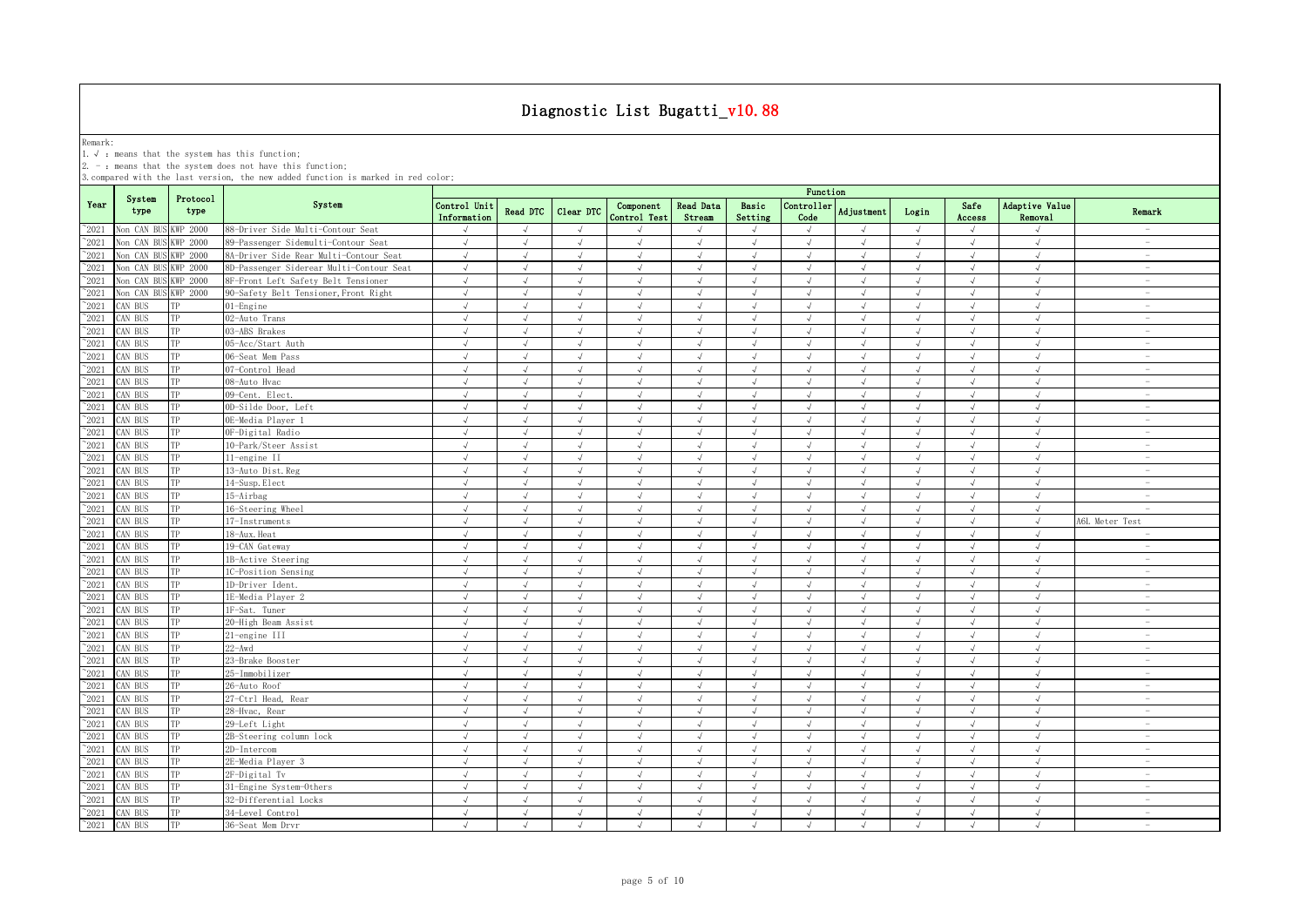# Diagnostic List Bugatti_v10.88

Remark:
1. √ : means that the system has this function;
2. - : means that the system does not have this function;
3. compared with the last version, the new added function is marked in red color;

| Year | System type | Protocol type | System | Function | | | | | | | | | | | |
|---|---|---|---|---|---|---|---|---|---|---|---|---|---|---|---|
| | | | | Control Unit Information | Read DTC | Clear DTC | Component Control Test | Read Data Stream | Basic Setting | Controller Code | Adjustment | Login | Safe Access | Adaptive Value Removal | Remark |
| ~2021 | Non CAN BUS | KWP 2000 | 88-Driver Side Multi-Contour Seat | √ | √ | √ | √ | √ | √ | √ | √ | √ | √ | √ | - |
| ~2021 | Non CAN BUS | KWP 2000 | 89-Passenger Sidemulti-Contour Seat | √ | √ | √ | √ | √ | √ | √ | √ | √ | √ | √ | - |
| ~2021 | Non CAN BUS | KWP 2000 | 8A-Driver Side Rear Multi-Contour Seat | √ | √ | √ | √ | √ | √ | √ | √ | √ | √ | √ | - |
| ~2021 | Non CAN BUS | KWP 2000 | 8D-Passenger Siderear Multi-Contour Seat | √ | √ | √ | √ | √ | √ | √ | √ | √ | √ | √ | - |
| ~2021 | Non CAN BUS | KWP 2000 | 8F-Front Left Safety Belt Tensioner | √ | √ | √ | √ | √ | √ | √ | √ | √ | √ | √ | - |
| ~2021 | Non CAN BUS | KWP 2000 | 90-Safety Belt Tensioner,Front Right | √ | √ | √ | √ | √ | √ | √ | √ | √ | √ | √ | - |
| ~2021 | CAN BUS | TP | 01-Engine | √ | √ | √ | √ | √ | √ | √ | √ | √ | √ | √ | - |
| ~2021 | CAN BUS | TP | 02-Auto Trans | √ | √ | √ | √ | √ | √ | √ | √ | √ | √ | √ | - |
| ~2021 | CAN BUS | TP | 03-ABS Brakes | √ | √ | √ | √ | √ | √ | √ | √ | √ | √ | √ | - |
| ~2021 | CAN BUS | TP | 05-Acc/Start Auth | √ | √ | √ | √ | √ | √ | √ | √ | √ | √ | √ | - |
| ~2021 | CAN BUS | TP | 06-Seat Mem Pass | √ | √ | √ | √ | √ | √ | √ | √ | √ | √ | √ | - |
| ~2021 | CAN BUS | TP | 07-Control Head | √ | √ | √ | √ | √ | √ | √ | √ | √ | √ | √ | - |
| ~2021 | CAN BUS | TP | 08-Auto Hvac | √ | √ | √ | √ | √ | √ | √ | √ | √ | √ | √ | - |
| ~2021 | CAN BUS | TP | 09-Cent. Elect. | √ | √ | √ | √ | √ | √ | √ | √ | √ | √ | √ | - |
| ~2021 | CAN BUS | TP | 0D-Silde Door, Left | √ | √ | √ | √ | √ | √ | √ | √ | √ | √ | √ | - |
| ~2021 | CAN BUS | TP | 0E-Media Player 1 | √ | √ | √ | √ | √ | √ | √ | √ | √ | √ | √ | - |
| ~2021 | CAN BUS | TP | 0F-Digital Radio | √ | √ | √ | √ | √ | √ | √ | √ | √ | √ | √ | - |
| ~2021 | CAN BUS | TP | 10-Park/Steer Assist | √ | √ | √ | √ | √ | √ | √ | √ | √ | √ | √ | - |
| ~2021 | CAN BUS | TP | 11-engine II | √ | √ | √ | √ | √ | √ | √ | √ | √ | √ | √ | - |
| ~2021 | CAN BUS | TP | 13-Auto Dist.Reg | √ | √ | √ | √ | √ | √ | √ | √ | √ | √ | √ | - |
| ~2021 | CAN BUS | TP | 14-Susp.Elect | √ | √ | √ | √ | √ | √ | √ | √ | √ | √ | √ | - |
| ~2021 | CAN BUS | TP | 15-Airbag | √ | √ | √ | √ | √ | √ | √ | √ | √ | √ | √ | - |
| ~2021 | CAN BUS | TP | 16-Steering Wheel | √ | √ | √ | √ | √ | √ | √ | √ | √ | √ | √ | - |
| ~2021 | CAN BUS | TP | 17-Instruments | √ | √ | √ | √ | √ | √ | √ | √ | √ | √ | √ | A6L Meter Test |
| ~2021 | CAN BUS | TP | 18-Aux.Heat | √ | √ | √ | √ | √ | √ | √ | √ | √ | √ | √ | - |
| ~2021 | CAN BUS | TP | 19-CAN Gateway | √ | √ | √ | √ | √ | √ | √ | √ | √ | √ | √ | - |
| ~2021 | CAN BUS | TP | 1B-Active Steering | √ | √ | √ | √ | √ | √ | √ | √ | √ | √ | √ | - |
| ~2021 | CAN BUS | TP | 1C-Position Sensing | √ | √ | √ | √ | √ | √ | √ | √ | √ | √ | √ | - |
| ~2021 | CAN BUS | TP | 1D-Driver Ident. | √ | √ | √ | √ | √ | √ | √ | √ | √ | √ | √ | - |
| ~2021 | CAN BUS | TP | 1E-Media Player 2 | √ | √ | √ | √ | √ | √ | √ | √ | √ | √ | √ | - |
| ~2021 | CAN BUS | TP | 1F-Sat. Tuner | √ | √ | √ | √ | √ | √ | √ | √ | √ | √ | √ | - |
| ~2021 | CAN BUS | TP | 20-High Beam Assist | √ | √ | √ | √ | √ | √ | √ | √ | √ | √ | √ | - |
| ~2021 | CAN BUS | TP | 21-engine III | √ | √ | √ | √ | √ | √ | √ | √ | √ | √ | √ | - |
| ~2021 | CAN BUS | TP | 22-Awd | √ | √ | √ | √ | √ | √ | √ | √ | √ | √ | √ | - |
| ~2021 | CAN BUS | TP | 23-Brake Booster | √ | √ | √ | √ | √ | √ | √ | √ | √ | √ | √ | - |
| ~2021 | CAN BUS | TP | 25-Immobilizer | √ | √ | √ | √ | √ | √ | √ | √ | √ | √ | √ | - |
| ~2021 | CAN BUS | TP | 26-Auto Roof | √ | √ | √ | √ | √ | √ | √ | √ | √ | √ | √ | - |
| ~2021 | CAN BUS | TP | 27-Ctrl Head, Rear | √ | √ | √ | √ | √ | √ | √ | √ | √ | √ | √ | - |
| ~2021 | CAN BUS | TP | 28-Hvac, Rear | √ | √ | √ | √ | √ | √ | √ | √ | √ | √ | √ | - |
| ~2021 | CAN BUS | TP | 29-Left Light | √ | √ | √ | √ | √ | √ | √ | √ | √ | √ | √ | - |
| ~2021 | CAN BUS | TP | 2B-Steering column lock | √ | √ | √ | √ | √ | √ | √ | √ | √ | √ | √ | - |
| ~2021 | CAN BUS | TP | 2D-Intercom | √ | √ | √ | √ | √ | √ | √ | √ | √ | √ | √ | - |
| ~2021 | CAN BUS | TP | 2E-Media Player 3 | √ | √ | √ | √ | √ | √ | √ | √ | √ | √ | √ | - |
| ~2021 | CAN BUS | TP | 2F-Digital Tv | √ | √ | √ | √ | √ | √ | √ | √ | √ | √ | √ | - |
| ~2021 | CAN BUS | TP | 31-Engine System-Others | √ | √ | √ | √ | √ | √ | √ | √ | √ | √ | √ | - |
| ~2021 | CAN BUS | TP | 32-Differential Locks | √ | √ | √ | √ | √ | √ | √ | √ | √ | √ | √ | - |
| ~2021 | CAN BUS | TP | 34-Level Control | √ | √ | √ | √ | √ | √ | √ | √ | √ | √ | √ | - |
| ~2021 | CAN BUS | TP | 36-Seat Mem Drvr | √ | √ | √ | √ | √ | √ | √ | √ | √ | √ | √ | - |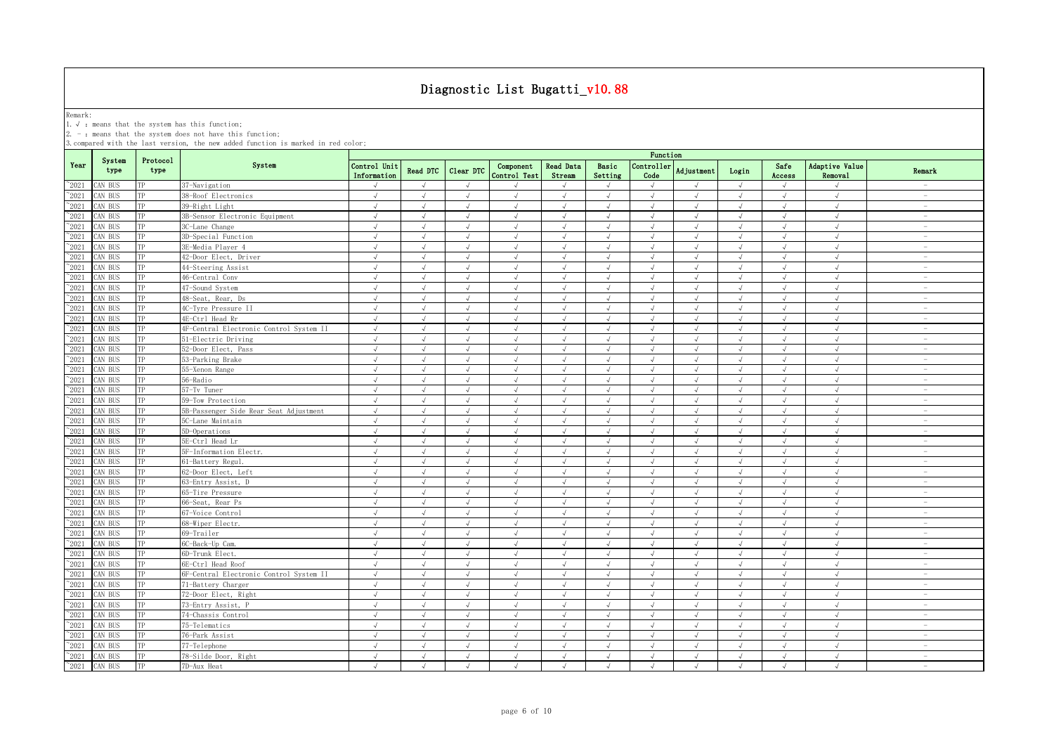# Diagnostic List Bugatti_v10.88

Remark:
1. √ : means that the system has this function;
2. - : means that the system does not have this function;
3. compared with the last version, the new added function is marked in red color;

| Year | System type | Protocol type | System | Function | | | | | | | | | | | |
|---|---|---|---|---|---|---|---|---|---|---|---|---|---|---|---|
| | | | | Control Unit Information | Read DTC | Clear DTC | Component Control Test | Read Data Stream | Basic Setting | Controller Code | Adjustment | Login | Safe Access | Adaptive Value Removal | Remark |
| ~2021 | CAN BUS | TP | 37-Navigation | √ | √ | √ | √ | √ | √ | √ | √ | √ | √ | √ | - |
| ~2021 | CAN BUS | TP | 38-Roof Electronics | √ | √ | √ | √ | √ | √ | √ | √ | √ | √ | √ | - |
| ~2021 | CAN BUS | TP | 39-Right Light | √ | √ | √ | √ | √ | √ | √ | √ | √ | √ | √ | - |
| ~2021 | CAN BUS | TP | 3B-Sensor Electronic Equipment | √ | √ | √ | √ | √ | √ | √ | √ | √ | √ | √ | - |
| ~2021 | CAN BUS | TP | 3C-Lane Change | √ | √ | √ | √ | √ | √ | √ | √ | √ | √ | √ | - |
| ~2021 | CAN BUS | TP | 3D-Special Function | √ | √ | √ | √ | √ | √ | √ | √ | √ | √ | √ | - |
| ~2021 | CAN BUS | TP | 3E-Media Player 4 | √ | √ | √ | √ | √ | √ | √ | √ | √ | √ | √ | - |
| ~2021 | CAN BUS | TP | 42-Door Elect, Driver | √ | √ | √ | √ | √ | √ | √ | √ | √ | √ | √ | - |
| ~2021 | CAN BUS | TP | 44-Steering Assist | √ | √ | √ | √ | √ | √ | √ | √ | √ | √ | √ | - |
| ~2021 | CAN BUS | TP | 46-Central Conv | √ | √ | √ | √ | √ | √ | √ | √ | √ | √ | √ | - |
| ~2021 | CAN BUS | TP | 47-Sound System | √ | √ | √ | √ | √ | √ | √ | √ | √ | √ | √ | - |
| ~2021 | CAN BUS | TP | 48-Seat, Rear, Ds | √ | √ | √ | √ | √ | √ | √ | √ | √ | √ | √ | - |
| ~2021 | CAN BUS | TP | 4C-Tyre Pressure II | √ | √ | √ | √ | √ | √ | √ | √ | √ | √ | √ | - |
| ~2021 | CAN BUS | TP | 4E-Ctrl Head Rr | √ | √ | √ | √ | √ | √ | √ | √ | √ | √ | √ | - |
| ~2021 | CAN BUS | TP | 4F-Central Electronic Control System II | √ | √ | √ | √ | √ | √ | √ | √ | √ | √ | √ | - |
| ~2021 | CAN BUS | TP | 51-Electric Driving | √ | √ | √ | √ | √ | √ | √ | √ | √ | √ | √ | - |
| ~2021 | CAN BUS | TP | 52-Door Elect, Pass | √ | √ | √ | √ | √ | √ | √ | √ | √ | √ | √ | - |
| ~2021 | CAN BUS | TP | 53-Parking Brake | √ | √ | √ | √ | √ | √ | √ | √ | √ | √ | √ | - |
| ~2021 | CAN BUS | TP | 55-Xenon Range | √ | √ | √ | √ | √ | √ | √ | √ | √ | √ | √ | - |
| ~2021 | CAN BUS | TP | 56-Radio | √ | √ | √ | √ | √ | √ | √ | √ | √ | √ | √ | - |
| ~2021 | CAN BUS | TP | 57-Tv Tuner | √ | √ | √ | √ | √ | √ | √ | √ | √ | √ | √ | - |
| ~2021 | CAN BUS | TP | 59-Tow Protection | √ | √ | √ | √ | √ | √ | √ | √ | √ | √ | √ | - |
| ~2021 | CAN BUS | TP | 5B-Passenger Side Rear Seat Adjustment | √ | √ | √ | √ | √ | √ | √ | √ | √ | √ | √ | - |
| ~2021 | CAN BUS | TP | 5C-Lane Maintain | √ | √ | √ | √ | √ | √ | √ | √ | √ | √ | √ | - |
| ~2021 | CAN BUS | TP | 5D-Operations | √ | √ | √ | √ | √ | √ | √ | √ | √ | √ | √ | - |
| ~2021 | CAN BUS | TP | 5E-Ctrl Head Lr | √ | √ | √ | √ | √ | √ | √ | √ | √ | √ | √ | - |
| ~2021 | CAN BUS | TP | 5F-Information Electr. | √ | √ | √ | √ | √ | √ | √ | √ | √ | √ | √ | - |
| ~2021 | CAN BUS | TP | 61-Battery Regul. | √ | √ | √ | √ | √ | √ | √ | √ | √ | √ | √ | - |
| ~2021 | CAN BUS | TP | 62-Door Elect, Left | √ | √ | √ | √ | √ | √ | √ | √ | √ | √ | √ | - |
| ~2021 | CAN BUS | TP | 63-Entry Assist, D | √ | √ | √ | √ | √ | √ | √ | √ | √ | √ | √ | - |
| ~2021 | CAN BUS | TP | 65-Tire Pressure | √ | √ | √ | √ | √ | √ | √ | √ | √ | √ | √ | - |
| ~2021 | CAN BUS | TP | 66-Seat, Rear Ps | √ | √ | √ | √ | √ | √ | √ | √ | √ | √ | √ | - |
| ~2021 | CAN BUS | TP | 67-Voice Control | √ | √ | √ | √ | √ | √ | √ | √ | √ | √ | √ | - |
| ~2021 | CAN BUS | TP | 68-Wiper Electr. | √ | √ | √ | √ | √ | √ | √ | √ | √ | √ | √ | - |
| ~2021 | CAN BUS | TP | 69-Trailer | √ | √ | √ | √ | √ | √ | √ | √ | √ | √ | √ | - |
| ~2021 | CAN BUS | TP | 6C-Back-Up Cam. | √ | √ | √ | √ | √ | √ | √ | √ | √ | √ | √ | - |
| ~2021 | CAN BUS | TP | 6D-Trunk Elect. | √ | √ | √ | √ | √ | √ | √ | √ | √ | √ | √ | - |
| ~2021 | CAN BUS | TP | 6E-Ctrl Head Roof | √ | √ | √ | √ | √ | √ | √ | √ | √ | √ | √ | - |
| ~2021 | CAN BUS | TP | 6F-Central Electronic Control System II | √ | √ | √ | √ | √ | √ | √ | √ | √ | √ | √ | - |
| ~2021 | CAN BUS | TP | 71-Battery Charger | √ | √ | √ | √ | √ | √ | √ | √ | √ | √ | √ | - |
| ~2021 | CAN BUS | TP | 72-Door Elect, Right | √ | √ | √ | √ | √ | √ | √ | √ | √ | √ | √ | - |
| ~2021 | CAN BUS | TP | 73-Entry Assist, P | √ | √ | √ | √ | √ | √ | √ | √ | √ | √ | √ | - |
| ~2021 | CAN BUS | TP | 74-Chassis Control | √ | √ | √ | √ | √ | √ | √ | √ | √ | √ | √ | - |
| ~2021 | CAN BUS | TP | 75-Telematics | √ | √ | √ | √ | √ | √ | √ | √ | √ | √ | √ | - |
| ~2021 | CAN BUS | TP | 76-Park Assist | √ | √ | √ | √ | √ | √ | √ | √ | √ | √ | √ | - |
| ~2021 | CAN BUS | TP | 77-Telephone | √ | √ | √ | √ | √ | √ | √ | √ | √ | √ | √ | - |
| ~2021 | CAN BUS | TP | 78-Silde Door, Right | √ | √ | √ | √ | √ | √ | √ | √ | √ | √ | √ | - |
| ~2021 | CAN BUS | TP | 7D-Aux Heat | √ | √ | √ | √ | √ | √ | √ | √ | √ | √ | √ | - |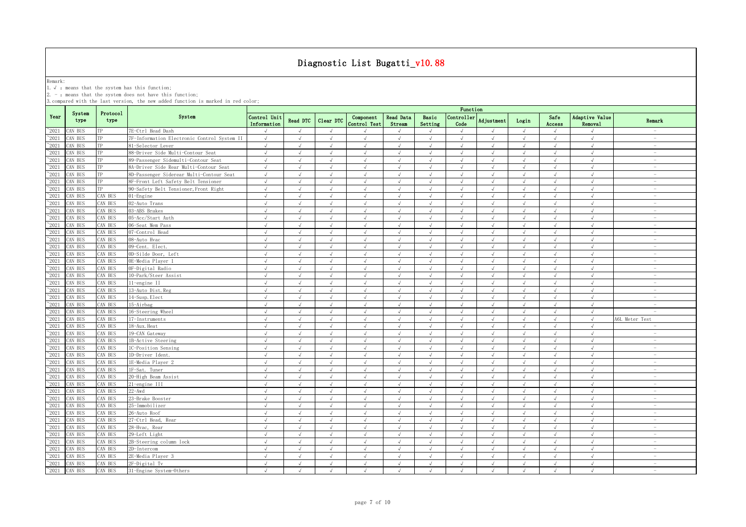# Diagnostic List Bugatti_v10.88

Remark:
1. √ : means that the system has this function;
2. - : means that the system does not have this function;
3. compared with the last version, the new added function is marked in red color;

| Year | System type | Protocol type | System | Function | | | | | | | | | | | |
|---|---|---|---|---|---|---|---|---|---|---|---|---|---|---|---|
| | | | | Control Unit Information | Read DTC | Clear DTC | Component Control Test | Read Data Stream | Basic Setting | Controller Code | Adjustment | Login | Safe Access | Adaptive Value Removal | Remark |
| ~2021 | CAN BUS | TP | 7E-Ctrl Head Dash | √ | √ | √ | √ | √ | √ | √ | √ | √ | √ | √ | - |
| ~2021 | CAN BUS | TP | 7F-Information Electronic Control System II | √ | √ | √ | √ | √ | √ | √ | √ | √ | √ | √ | - |
| ~2021 | CAN BUS | TP | 81-Selector Lever | √ | √ | √ | √ | √ | √ | √ | √ | √ | √ | √ | - |
| ~2021 | CAN BUS | TP | 88-Driver Side Multi-Contour Seat | √ | √ | √ | √ | √ | √ | √ | √ | √ | √ | √ | - |
| ~2021 | CAN BUS | TP | 89-Passenger Sidemulti-Contour Seat | √ | √ | √ | √ | √ | √ | √ | √ | √ | √ | √ | - |
| ~2021 | CAN BUS | TP | 8A-Driver Side Rear Multi-Contour Seat | √ | √ | √ | √ | √ | √ | √ | √ | √ | √ | √ | - |
| ~2021 | CAN BUS | TP | 8D-Passenger Siderear Multi-Contour Seat | √ | √ | √ | √ | √ | √ | √ | √ | √ | √ | √ | - |
| ~2021 | CAN BUS | TP | 8F-Front Left Safety Belt Tensioner | √ | √ | √ | √ | √ | √ | √ | √ | √ | √ | √ | - |
| ~2021 | CAN BUS | TP | 90-Safety Belt Tensioner,Front Right | √ | √ | √ | √ | √ | √ | √ | √ | √ | √ | √ | - |
| ~2021 | CAN BUS | CAN BUS | 01-Engine | √ | √ | √ | √ | √ | √ | √ | √ | √ | √ | √ | - |
| ~2021 | CAN BUS | CAN BUS | 02-Auto Trans | √ | √ | √ | √ | √ | √ | √ | √ | √ | √ | √ | - |
| ~2021 | CAN BUS | CAN BUS | 03-ABS Brakes | √ | √ | √ | √ | √ | √ | √ | √ | √ | √ | √ | - |
| ~2021 | CAN BUS | CAN BUS | 05-Acc/Start Auth | √ | √ | √ | √ | √ | √ | √ | √ | √ | √ | √ | - |
| ~2021 | CAN BUS | CAN BUS | 06-Seat Mem Pass | √ | √ | √ | √ | √ | √ | √ | √ | √ | √ | √ | - |
| ~2021 | CAN BUS | CAN BUS | 07-Control Head | √ | √ | √ | √ | √ | √ | √ | √ | √ | √ | √ | - |
| ~2021 | CAN BUS | CAN BUS | 08-Auto Hvac | √ | √ | √ | √ | √ | √ | √ | √ | √ | √ | √ | - |
| ~2021 | CAN BUS | CAN BUS | 09-Cent. Elect. | √ | √ | √ | √ | √ | √ | √ | √ | √ | √ | √ | - |
| ~2021 | CAN BUS | CAN BUS | 0D-Silde Door, Left | √ | √ | √ | √ | √ | √ | √ | √ | √ | √ | √ | - |
| ~2021 | CAN BUS | CAN BUS | 0E-Media Player 1 | √ | √ | √ | √ | √ | √ | √ | √ | √ | √ | √ | - |
| ~2021 | CAN BUS | CAN BUS | 0F-Digital Radio | √ | √ | √ | √ | √ | √ | √ | √ | √ | √ | √ | - |
| ~2021 | CAN BUS | CAN BUS | 10-Park/Steer Assist | √ | √ | √ | √ | √ | √ | √ | √ | √ | √ | √ | - |
| ~2021 | CAN BUS | CAN BUS | 11-engine II | √ | √ | √ | √ | √ | √ | √ | √ | √ | √ | √ | - |
| ~2021 | CAN BUS | CAN BUS | 13-Auto Dist.Reg | √ | √ | √ | √ | √ | √ | √ | √ | √ | √ | √ | - |
| ~2021 | CAN BUS | CAN BUS | 14-Susp.Elect | √ | √ | √ | √ | √ | √ | √ | √ | √ | √ | √ | - |
| ~2021 | CAN BUS | CAN BUS | 15-Airbag | √ | √ | √ | √ | √ | √ | √ | √ | √ | √ | √ | - |
| ~2021 | CAN BUS | CAN BUS | 16-Steering Wheel | √ | √ | √ | √ | √ | √ | √ | √ | √ | √ | √ | - |
| ~2021 | CAN BUS | CAN BUS | 17-Instruments | √ | √ | √ | √ | √ | √ | √ | √ | √ | √ | √ | A6L Meter Test |
| ~2021 | CAN BUS | CAN BUS | 18-Aux.Heat | √ | √ | √ | √ | √ | √ | √ | √ | √ | √ | √ | - |
| ~2021 | CAN BUS | CAN BUS | 19-CAN Gateway | √ | √ | √ | √ | √ | √ | √ | √ | √ | √ | √ | - |
| ~2021 | CAN BUS | CAN BUS | 1B-Active Steering | √ | √ | √ | √ | √ | √ | √ | √ | √ | √ | √ | - |
| ~2021 | CAN BUS | CAN BUS | 1C-Position Sensing | √ | √ | √ | √ | √ | √ | √ | √ | √ | √ | √ | - |
| ~2021 | CAN BUS | CAN BUS | 1D-Driver Ident. | √ | √ | √ | √ | √ | √ | √ | √ | √ | √ | √ | - |
| ~2021 | CAN BUS | CAN BUS | 1E-Media Player 2 | √ | √ | √ | √ | √ | √ | √ | √ | √ | √ | √ | - |
| ~2021 | CAN BUS | CAN BUS | 1F-Sat. Tuner | √ | √ | √ | √ | √ | √ | √ | √ | √ | √ | √ | - |
| ~2021 | CAN BUS | CAN BUS | 20-High Beam Assist | √ | √ | √ | √ | √ | √ | √ | √ | √ | √ | √ | - |
| ~2021 | CAN BUS | CAN BUS | 21-engine III | √ | √ | √ | √ | √ | √ | √ | √ | √ | √ | √ | - |
| ~2021 | CAN BUS | CAN BUS | 22-Awd | √ | √ | √ | √ | √ | √ | √ | √ | √ | √ | √ | - |
| ~2021 | CAN BUS | CAN BUS | 23-Brake Booster | √ | √ | √ | √ | √ | √ | √ | √ | √ | √ | √ | - |
| ~2021 | CAN BUS | CAN BUS | 25-Immobilizer | √ | √ | √ | √ | √ | √ | √ | √ | √ | √ | √ | - |
| ~2021 | CAN BUS | CAN BUS | 26-Auto Roof | √ | √ | √ | √ | √ | √ | √ | √ | √ | √ | √ | - |
| ~2021 | CAN BUS | CAN BUS | 27-Ctrl Head, Rear | √ | √ | √ | √ | √ | √ | √ | √ | √ | √ | √ | - |
| ~2021 | CAN BUS | CAN BUS | 28-Hvac, Rear | √ | √ | √ | √ | √ | √ | √ | √ | √ | √ | √ | - |
| ~2021 | CAN BUS | CAN BUS | 29-Left Light | √ | √ | √ | √ | √ | √ | √ | √ | √ | √ | √ | - |
| ~2021 | CAN BUS | CAN BUS | 2B-Steering column lock | √ | √ | √ | √ | √ | √ | √ | √ | √ | √ | √ | - |
| ~2021 | CAN BUS | CAN BUS | 2D-Intercom | √ | √ | √ | √ | √ | √ | √ | √ | √ | √ | √ | - |
| ~2021 | CAN BUS | CAN BUS | 2E-Media Player 3 | √ | √ | √ | √ | √ | √ | √ | √ | √ | √ | √ | - |
| ~2021 | CAN BUS | CAN BUS | 2F-Digital Tv | √ | √ | √ | √ | √ | √ | √ | √ | √ | √ | √ | - |
| ~2021 | CAN BUS | CAN BUS | 31-Engine System-Others | √ | √ | √ | √ | √ | √ | √ | √ | √ | √ | √ | - |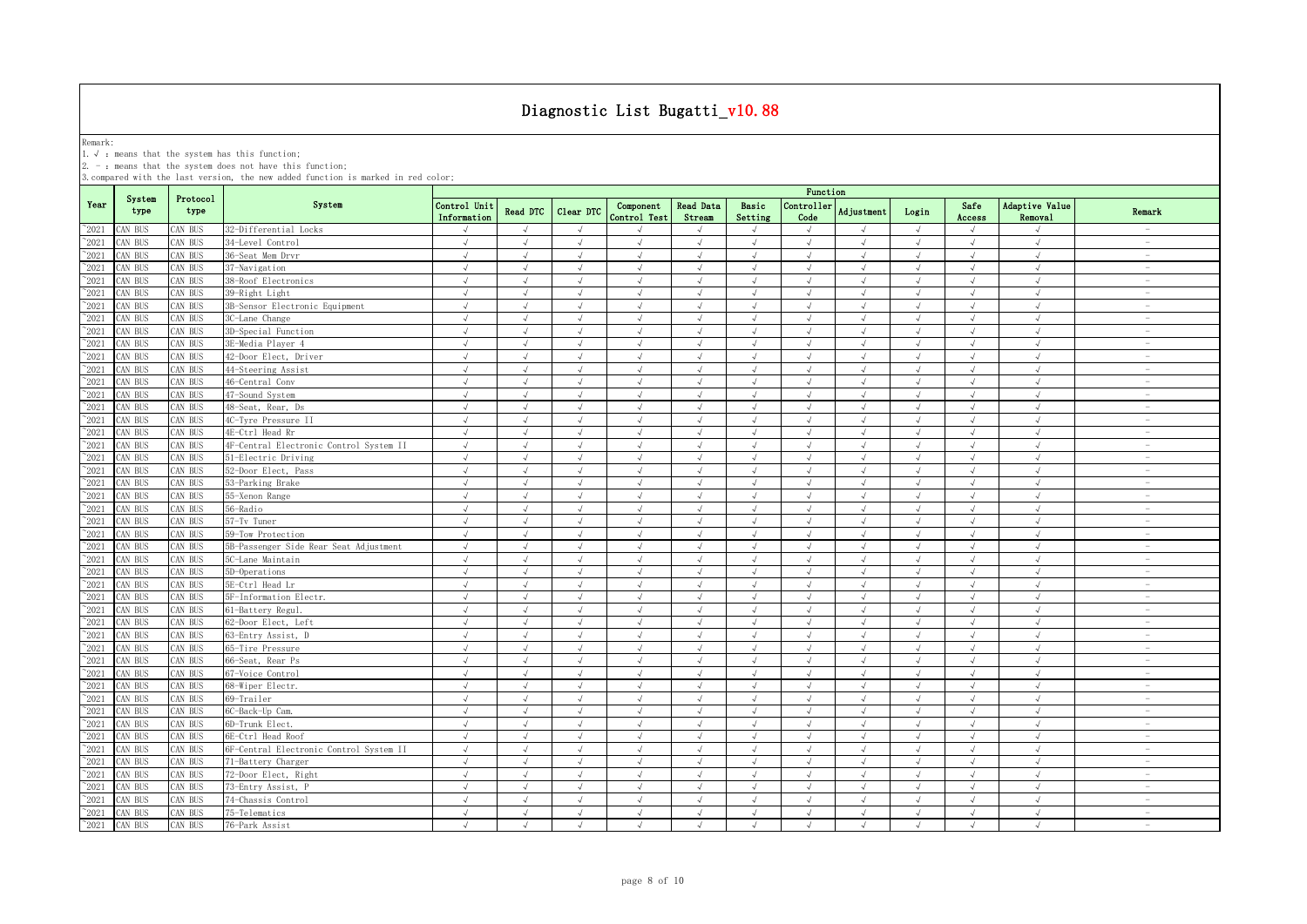# Diagnostic List Bugatti_v10.88

Remark:
1. √ : means that the system has this function;
2. - : means that the system does not have this function;
3. compared with the last version, the new added function is marked in red color;

| Year | System type | Protocol type | System | Function | | | | | | | | | | | |
|---|---|---|---|---|---|---|---|---|---|---|---|---|---|---|---|
| | | | | Control Unit Information | Read DTC | Clear DTC | Component Control Test | Read Data Stream | Basic Setting | Controller Code | Adjustment | Login | Safe Access | Adaptive Value Removal | Remark |
| ~2021 | CAN BUS | CAN BUS | 32-Differential Locks | √ | √ | √ | √ | √ | √ | √ | √ | √ | √ | √ | - |
| ~2021 | CAN BUS | CAN BUS | 34-Level Control | √ | √ | √ | √ | √ | √ | √ | √ | √ | √ | √ | - |
| ~2021 | CAN BUS | CAN BUS | 36-Seat Mem Drvr | √ | √ | √ | √ | √ | √ | √ | √ | √ | √ | √ | - |
| ~2021 | CAN BUS | CAN BUS | 37-Navigation | √ | √ | √ | √ | √ | √ | √ | √ | √ | √ | √ | - |
| ~2021 | CAN BUS | CAN BUS | 38-Roof Electronics | √ | √ | √ | √ | √ | √ | √ | √ | √ | √ | √ | - |
| ~2021 | CAN BUS | CAN BUS | 39-Right Light | √ | √ | √ | √ | √ | √ | √ | √ | √ | √ | √ | - |
| ~2021 | CAN BUS | CAN BUS | 3B-Sensor Electronic Equipment | √ | √ | √ | √ | √ | √ | √ | √ | √ | √ | √ | - |
| ~2021 | CAN BUS | CAN BUS | 3C-Lane Change | √ | √ | √ | √ | √ | √ | √ | √ | √ | √ | √ | - |
| ~2021 | CAN BUS | CAN BUS | 3D-Special Function | √ | √ | √ | √ | √ | √ | √ | √ | √ | √ | √ | - |
| ~2021 | CAN BUS | CAN BUS | 3E-Media Player 4 | √ | √ | √ | √ | √ | √ | √ | √ | √ | √ | √ | - |
| ~2021 | CAN BUS | CAN BUS | 42-Door Elect, Driver | √ | √ | √ | √ | √ | √ | √ | √ | √ | √ | √ | - |
| ~2021 | CAN BUS | CAN BUS | 44-Steering Assist | √ | √ | √ | √ | √ | √ | √ | √ | √ | √ | √ | - |
| ~2021 | CAN BUS | CAN BUS | 46-Central Conv | √ | √ | √ | √ | √ | √ | √ | √ | √ | √ | √ | - |
| ~2021 | CAN BUS | CAN BUS | 47-Sound System | √ | √ | √ | √ | √ | √ | √ | √ | √ | √ | √ | - |
| ~2021 | CAN BUS | CAN BUS | 48-Seat, Rear, Ds | √ | √ | √ | √ | √ | √ | √ | √ | √ | √ | √ | - |
| ~2021 | CAN BUS | CAN BUS | 4C-Tyre Pressure II | √ | √ | √ | √ | √ | √ | √ | √ | √ | √ | √ | - |
| ~2021 | CAN BUS | CAN BUS | 4E-Ctrl Head Rr | √ | √ | √ | √ | √ | √ | √ | √ | √ | √ | √ | - |
| ~2021 | CAN BUS | CAN BUS | 4F-Central Electronic Control System II | √ | √ | √ | √ | √ | √ | √ | √ | √ | √ | √ | - |
| ~2021 | CAN BUS | CAN BUS | 51-Electric Driving | √ | √ | √ | √ | √ | √ | √ | √ | √ | √ | √ | - |
| ~2021 | CAN BUS | CAN BUS | 52-Door Elect, Pass | √ | √ | √ | √ | √ | √ | √ | √ | √ | √ | √ | - |
| ~2021 | CAN BUS | CAN BUS | 53-Parking Brake | √ | √ | √ | √ | √ | √ | √ | √ | √ | √ | √ | - |
| ~2021 | CAN BUS | CAN BUS | 55-Xenon Range | √ | √ | √ | √ | √ | √ | √ | √ | √ | √ | √ | - |
| ~2021 | CAN BUS | CAN BUS | 56-Radio | √ | √ | √ | √ | √ | √ | √ | √ | √ | √ | √ | - |
| ~2021 | CAN BUS | CAN BUS | 57-Tv Tuner | √ | √ | √ | √ | √ | √ | √ | √ | √ | √ | √ | - |
| ~2021 | CAN BUS | CAN BUS | 59-Tow Protection | √ | √ | √ | √ | √ | √ | √ | √ | √ | √ | √ | - |
| ~2021 | CAN BUS | CAN BUS | 5B-Passenger Side Rear Seat Adjustment | √ | √ | √ | √ | √ | √ | √ | √ | √ | √ | √ | - |
| ~2021 | CAN BUS | CAN BUS | 5C-Lane Maintain | √ | √ | √ | √ | √ | √ | √ | √ | √ | √ | √ | - |
| ~2021 | CAN BUS | CAN BUS | 5D-Operations | √ | √ | √ | √ | √ | √ | √ | √ | √ | √ | √ | - |
| ~2021 | CAN BUS | CAN BUS | 5E-Ctrl Head Lr | √ | √ | √ | √ | √ | √ | √ | √ | √ | √ | √ | - |
| ~2021 | CAN BUS | CAN BUS | 5F-Information Electr. | √ | √ | √ | √ | √ | √ | √ | √ | √ | √ | √ | - |
| ~2021 | CAN BUS | CAN BUS | 61-Battery Regul. | √ | √ | √ | √ | √ | √ | √ | √ | √ | √ | √ | - |
| ~2021 | CAN BUS | CAN BUS | 62-Door Elect, Left | √ | √ | √ | √ | √ | √ | √ | √ | √ | √ | √ | - |
| ~2021 | CAN BUS | CAN BUS | 63-Entry Assist, D | √ | √ | √ | √ | √ | √ | √ | √ | √ | √ | √ | - |
| ~2021 | CAN BUS | CAN BUS | 65-Tire Pressure | √ | √ | √ | √ | √ | √ | √ | √ | √ | √ | √ | - |
| ~2021 | CAN BUS | CAN BUS | 66-Seat, Rear Ps | √ | √ | √ | √ | √ | √ | √ | √ | √ | √ | √ | - |
| ~2021 | CAN BUS | CAN BUS | 67-Voice Control | √ | √ | √ | √ | √ | √ | √ | √ | √ | √ | √ | - |
| ~2021 | CAN BUS | CAN BUS | 68-Wiper Electr. | √ | √ | √ | √ | √ | √ | √ | √ | √ | √ | √ | - |
| ~2021 | CAN BUS | CAN BUS | 69-Trailer | √ | √ | √ | √ | √ | √ | √ | √ | √ | √ | √ | - |
| ~2021 | CAN BUS | CAN BUS | 6C-Back-Up Cam. | √ | √ | √ | √ | √ | √ | √ | √ | √ | √ | √ | - |
| ~2021 | CAN BUS | CAN BUS | 6D-Trunk Elect. | √ | √ | √ | √ | √ | √ | √ | √ | √ | √ | √ | - |
| ~2021 | CAN BUS | CAN BUS | 6E-Ctrl Head Roof | √ | √ | √ | √ | √ | √ | √ | √ | √ | √ | √ | - |
| ~2021 | CAN BUS | CAN BUS | 6F-Central Electronic Control System II | √ | √ | √ | √ | √ | √ | √ | √ | √ | √ | √ | - |
| ~2021 | CAN BUS | CAN BUS | 71-Battery Charger | √ | √ | √ | √ | √ | √ | √ | √ | √ | √ | √ | - |
| ~2021 | CAN BUS | CAN BUS | 72-Door Elect, Right | √ | √ | √ | √ | √ | √ | √ | √ | √ | √ | √ | - |
| ~2021 | CAN BUS | CAN BUS | 73-Entry Assist, P | √ | √ | √ | √ | √ | √ | √ | √ | √ | √ | √ | - |
| ~2021 | CAN BUS | CAN BUS | 74-Chassis Control | √ | √ | √ | √ | √ | √ | √ | √ | √ | √ | √ | - |
| ~2021 | CAN BUS | CAN BUS | 75-Telematics | √ | √ | √ | √ | √ | √ | √ | √ | √ | √ | √ | - |
| ~2021 | CAN BUS | CAN BUS | 76-Park Assist | √ | √ | √ | √ | √ | √ | √ | √ | √ | √ | √ | - |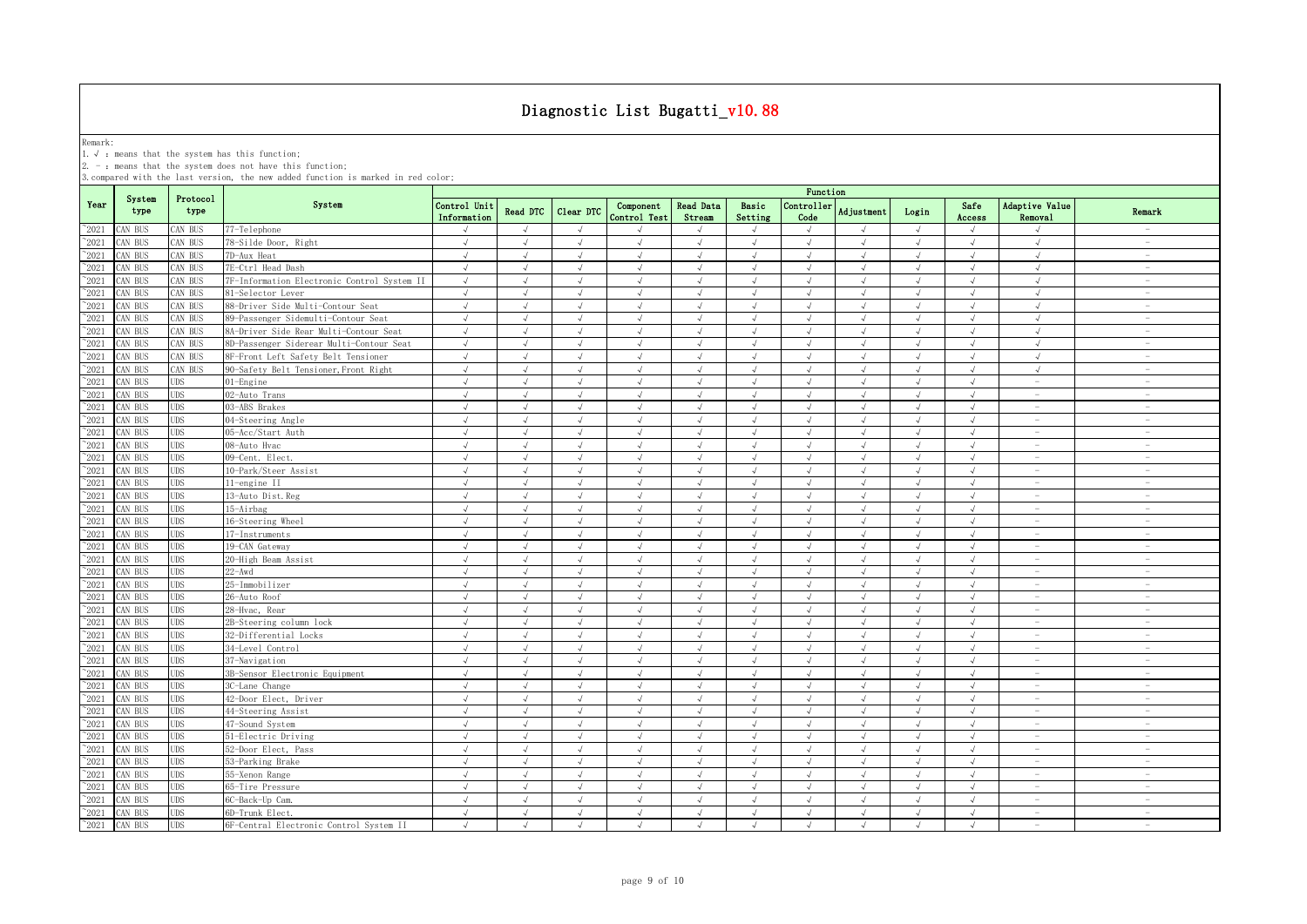# Diagnostic List Bugatti_v10.88

Remark:
1. √ : means that the system has this function;
2. - : means that the system does not have this function;
3. compared with the last version, the new added function is marked in red color;

| Year | System type | Protocol type | System | Function | | | | | | | | | | | |
|---|---|---|---|---|---|---|---|---|---|---|---|---|---|---|---|
| | | | | Control Unit Information | Read DTC | Clear DTC | Component Control Test | Read Data Stream | Basic Setting | Controller Code | Adjustment | Login | Safe Access | Adaptive Value Removal | Remark |
| ~2021 | CAN BUS | CAN BUS | 77-Telephone | √ | √ | √ | √ | √ | √ | √ | √ | √ | √ | √ | - |
| ~2021 | CAN BUS | CAN BUS | 78-Silde Door, Right | √ | √ | √ | √ | √ | √ | √ | √ | √ | √ | √ | - |
| ~2021 | CAN BUS | CAN BUS | 7D-Aux Heat | √ | √ | √ | √ | √ | √ | √ | √ | √ | √ | √ | - |
| ~2021 | CAN BUS | CAN BUS | 7E-Ctrl Head Dash | √ | √ | √ | √ | √ | √ | √ | √ | √ | √ | √ | - |
| ~2021 | CAN BUS | CAN BUS | 7F-Information Electronic Control System II | √ | √ | √ | √ | √ | √ | √ | √ | √ | √ | √ | - |
| ~2021 | CAN BUS | CAN BUS | 81-Selector Lever | √ | √ | √ | √ | √ | √ | √ | √ | √ | √ | √ | - |
| ~2021 | CAN BUS | CAN BUS | 88-Driver Side Multi-Contour Seat | √ | √ | √ | √ | √ | √ | √ | √ | √ | √ | √ | - |
| ~2021 | CAN BUS | CAN BUS | 89-Passenger Sidemulti-Contour Seat | √ | √ | √ | √ | √ | √ | √ | √ | √ | √ | √ | - |
| ~2021 | CAN BUS | CAN BUS | 8A-Driver Side Rear Multi-Contour Seat | √ | √ | √ | √ | √ | √ | √ | √ | √ | √ | √ | - |
| ~2021 | CAN BUS | CAN BUS | 8D-Passenger Siderear Multi-Contour Seat | √ | √ | √ | √ | √ | √ | √ | √ | √ | √ | √ | - |
| ~2021 | CAN BUS | CAN BUS | 8F-Front Left Safety Belt Tensioner | √ | √ | √ | √ | √ | √ | √ | √ | √ | √ | √ | - |
| ~2021 | CAN BUS | CAN BUS | 90-Safety Belt Tensioner,Front Right | √ | √ | √ | √ | √ | √ | √ | √ | √ | √ | √ | - |
| ~2021 | CAN BUS | UDS | 01-Engine | √ | √ | √ | √ | √ | √ | √ | √ | √ | √ | - | - |
| ~2021 | CAN BUS | UDS | 02-Auto Trans | √ | √ | √ | √ | √ | √ | √ | √ | √ | √ | - | - |
| ~2021 | CAN BUS | UDS | 03-ABS Brakes | √ | √ | √ | √ | √ | √ | √ | √ | √ | √ | - | - |
| ~2021 | CAN BUS | UDS | 04-Steering Angle | √ | √ | √ | √ | √ | √ | √ | √ | √ | √ | - | - |
| ~2021 | CAN BUS | UDS | 05-Acc/Start Auth | √ | √ | √ | √ | √ | √ | √ | √ | √ | √ | - | - |
| ~2021 | CAN BUS | UDS | 08-Auto Hvac | √ | √ | √ | √ | √ | √ | √ | √ | √ | √ | - | - |
| ~2021 | CAN BUS | UDS | 09-Cent. Elect. | √ | √ | √ | √ | √ | √ | √ | √ | √ | √ | - | - |
| ~2021 | CAN BUS | UDS | 10-Park/Steer Assist | √ | √ | √ | √ | √ | √ | √ | √ | √ | √ | - | - |
| ~2021 | CAN BUS | UDS | 11-engine II | √ | √ | √ | √ | √ | √ | √ | √ | √ | √ | - | - |
| ~2021 | CAN BUS | UDS | 13-Auto Dist.Reg | √ | √ | √ | √ | √ | √ | √ | √ | √ | √ | - | - |
| ~2021 | CAN BUS | UDS | 15-Airbag | √ | √ | √ | √ | √ | √ | √ | √ | √ | √ | - | - |
| ~2021 | CAN BUS | UDS | 16-Steering Wheel | √ | √ | √ | √ | √ | √ | √ | √ | √ | √ | - | - |
| ~2021 | CAN BUS | UDS | 17-Instruments | √ | √ | √ | √ | √ | √ | √ | √ | √ | √ | - | - |
| ~2021 | CAN BUS | UDS | 19-CAN Gateway | √ | √ | √ | √ | √ | √ | √ | √ | √ | √ | - | - |
| ~2021 | CAN BUS | UDS | 20-High Beam Assist | √ | √ | √ | √ | √ | √ | √ | √ | √ | √ | - | - |
| ~2021 | CAN BUS | UDS | 22-Awd | √ | √ | √ | √ | √ | √ | √ | √ | √ | √ | - | - |
| ~2021 | CAN BUS | UDS | 25-Immobilizer | √ | √ | √ | √ | √ | √ | √ | √ | √ | √ | - | - |
| ~2021 | CAN BUS | UDS | 26-Auto Roof | √ | √ | √ | √ | √ | √ | √ | √ | √ | √ | - | - |
| ~2021 | CAN BUS | UDS | 28-Hvac, Rear | √ | √ | √ | √ | √ | √ | √ | √ | √ | √ | - | - |
| ~2021 | CAN BUS | UDS | 2B-Steering column lock | √ | √ | √ | √ | √ | √ | √ | √ | √ | √ | - | - |
| ~2021 | CAN BUS | UDS | 32-Differential Locks | √ | √ | √ | √ | √ | √ | √ | √ | √ | √ | - | - |
| ~2021 | CAN BUS | UDS | 34-Level Control | √ | √ | √ | √ | √ | √ | √ | √ | √ | √ | - | - |
| ~2021 | CAN BUS | UDS | 37-Navigation | √ | √ | √ | √ | √ | √ | √ | √ | √ | √ | - | - |
| ~2021 | CAN BUS | UDS | 3B-Sensor Electronic Equipment | √ | √ | √ | √ | √ | √ | √ | √ | √ | √ | - | - |
| ~2021 | CAN BUS | UDS | 3C-Lane Change | √ | √ | √ | √ | √ | √ | √ | √ | √ | √ | - | - |
| ~2021 | CAN BUS | UDS | 42-Door Elect, Driver | √ | √ | √ | √ | √ | √ | √ | √ | √ | √ | - | - |
| ~2021 | CAN BUS | UDS | 44-Steering Assist | √ | √ | √ | √ | √ | √ | √ | √ | √ | √ | - | - |
| ~2021 | CAN BUS | UDS | 47-Sound System | √ | √ | √ | √ | √ | √ | √ | √ | √ | √ | - | - |
| ~2021 | CAN BUS | UDS | 51-Electric Driving | √ | √ | √ | √ | √ | √ | √ | √ | √ | √ | - | - |
| ~2021 | CAN BUS | UDS | 52-Door Elect, Pass | √ | √ | √ | √ | √ | √ | √ | √ | √ | √ | - | - |
| ~2021 | CAN BUS | UDS | 53-Parking Brake | √ | √ | √ | √ | √ | √ | √ | √ | √ | √ | - | - |
| ~2021 | CAN BUS | UDS | 55-Xenon Range | √ | √ | √ | √ | √ | √ | √ | √ | √ | √ | - | - |
| ~2021 | CAN BUS | UDS | 65-Tire Pressure | √ | √ | √ | √ | √ | √ | √ | √ | √ | √ | - | - |
| ~2021 | CAN BUS | UDS | 6C-Back-Up Cam. | √ | √ | √ | √ | √ | √ | √ | √ | √ | √ | - | - |
| ~2021 | CAN BUS | UDS | 6D-Trunk Elect. | √ | √ | √ | √ | √ | √ | √ | √ | √ | √ | - | - |
| ~2021 | CAN BUS | UDS | 6F-Central Electronic Control System II | √ | √ | √ | √ | √ | √ | √ | √ | √ | √ | - | - |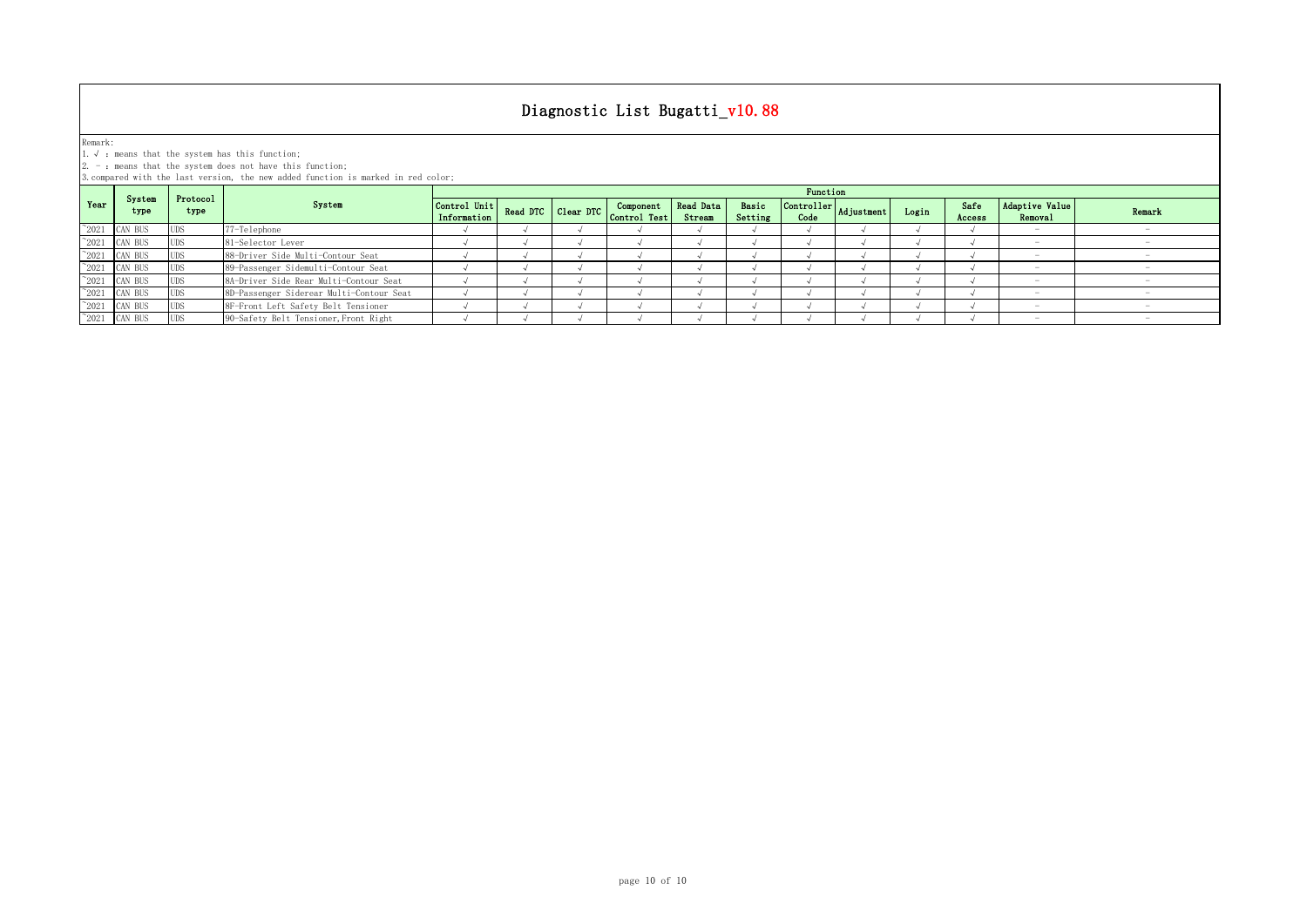# Diagnostic List Bugatti_v10.88

Remark:

1. √ : means that the system has this function;
2. － : means that the system does not have this function;
3. compared with the last version, the new added function is marked in red color;

| Year | System type | Protocol type | System | Function | | | | | | | | | | | |
|---|---|---|---|---|---|---|---|---|---|---|---|---|---|---|---|
| | | | | Control Unit Information | Read DTC | Clear DTC | Component Control Test | Read Data Stream | Basic Setting | Controller Code | Adjustment | Login | Safe Access | Adaptive Value Removal | Remark |
| ~2021 | CAN BUS | UDS | 77-Telephone | √ | √ | √ | √ | √ | √ | √ | √ | √ | √ | － | － |
| ~2021 | CAN BUS | UDS | 81-Selector Lever | √ | √ | √ | √ | √ | √ | √ | √ | √ | √ | － | － |
| ~2021 | CAN BUS | UDS | 88-Driver Side Multi-Contour Seat | √ | √ | √ | √ | √ | √ | √ | √ | √ | √ | － | － |
| ~2021 | CAN BUS | UDS | 89-Passenger Sidemulti-Contour Seat | √ | √ | √ | √ | √ | √ | √ | √ | √ | √ | － | － |
| ~2021 | CAN BUS | UDS | 8A-Driver Side Rear Multi-Contour Seat | √ | √ | √ | √ | √ | √ | √ | √ | √ | √ | － | － |
| ~2021 | CAN BUS | UDS | 8D-Passenger Siderear Multi-Contour Seat | √ | √ | √ | √ | √ | √ | √ | √ | √ | √ | － | － |
| ~2021 | CAN BUS | UDS | 8F-Front Left Safety Belt Tensioner | √ | √ | √ | √ | √ | √ | √ | √ | √ | √ | － | － |
| ~2021 | CAN BUS | UDS | 90-Safety Belt Tensioner,Front Right | √ | √ | √ | √ | √ | √ | √ | √ | √ | √ | － | － |